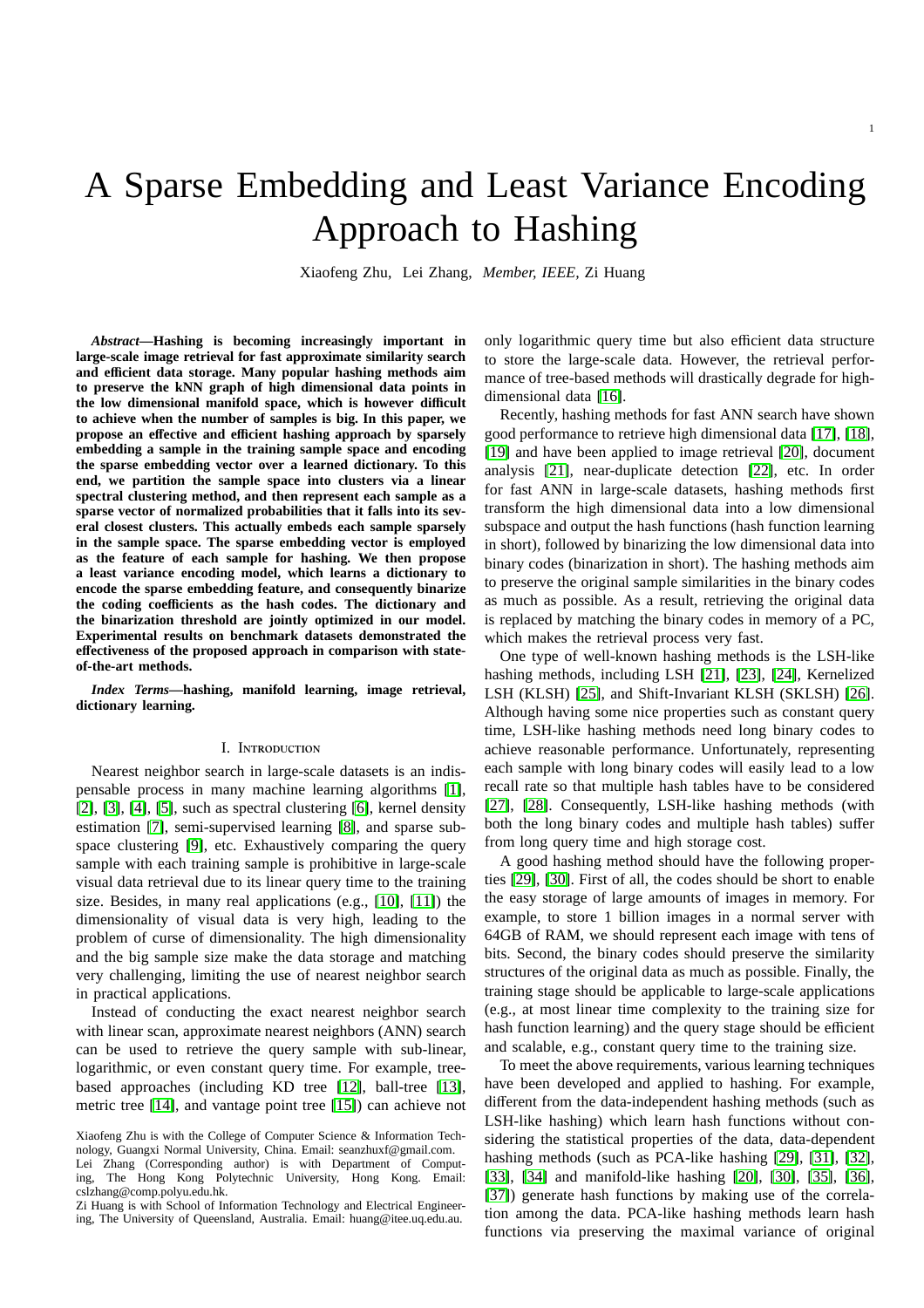# A Sparse Embedding and Least Variance Encoding Approach to Hashing

Xiaofeng Zhu, Lei Zhang, *Member, IEEE*, Zi Huang

***Abstract*—Hashing is becoming increasingly important in large-scale image retrieval for fast approximate similarity search and efficient data storage. Many popular hashing methods aim to preserve the kNN graph of high dimensional data points in the low dimensional manifold space, which is however difficult to achieve when the number of samples is big. In this paper, we propose an effective and efficient hashing approach by sparsely embedding a sample in the training sample space and encoding the sparse embedding vector over a learned dictionary. To this end, we partition the sample space into clusters via a linear spectral clustering method, and then represent each sample as a sparse vector of normalized probabilities that it falls into its several closest clusters. This actually embeds each sample sparsely in the sample space. The sparse embedding vector is employed as the feature of each sample for hashing. We then propose a least variance encoding model, which learns a dictionary to encode the sparse embedding feature, and consequently binarize the coding coefficients as the hash codes. The dictionary and the binarization threshold are jointly optimized in our model. Experimental results on benchmark datasets demonstrated the effectiveness of the proposed approach in comparison with state-of-the-art methods.**

***Index Terms*—hashing, manifold learning, image retrieval, dictionary learning.**

## I. Introduction

Nearest neighbor search in large-scale datasets is an indispensable process in many machine learning algorithms [1], [2], [3], [4], [5], such as spectral clustering [6], kernel density estimation [7], semi-supervised learning [8], and sparse subspace clustering [9], etc. Exhaustively comparing the query sample with each training sample is prohibitive in large-scale visual data retrieval due to its linear query time to the training size. Besides, in many real applications (e.g., [10], [11]) the dimensionality of visual data is very high, leading to the problem of curse of dimensionality. The high dimensionality and the big sample size make the data storage and matching very challenging, limiting the use of nearest neighbor search in practical applications.

Instead of conducting the exact nearest neighbor search with linear scan, approximate nearest neighbors (ANN) search can be used to retrieve the query sample with sub-linear, logarithmic, or even constant query time. For example, tree-based approaches (including KD tree [12], ball-tree [13], metric tree [14], and vantage point tree [15]) can achieve not only logarithmic query time but also efficient data structure to store the large-scale data. However, the retrieval performance of tree-based methods will drastically degrade for high-dimensional data [16].

Recently, hashing methods for fast ANN search have shown good performance to retrieve high dimensional data [17], [18], [19] and have been applied to image retrieval [20], document analysis [21], near-duplicate detection [22], etc. In order for fast ANN in large-scale datasets, hashing methods first transform the high dimensional data into a low dimensional subspace and output the hash functions (hash function learning in short), followed by binarizing the low dimensional data into binary codes (binarization in short). The hashing methods aim to preserve the original sample similarities in the binary codes as much as possible. As a result, retrieving the original data is replaced by matching the binary codes in memory of a PC, which makes the retrieval process very fast.

One type of well-known hashing methods is the LSH-like hashing methods, including LSH [21], [23], [24], Kernelized LSH (KLSH) [25], and Shift-Invariant KLSH (SKLSH) [26]. Although having some nice properties such as constant query time, LSH-like hashing methods need long binary codes to achieve reasonable performance. Unfortunately, representing each sample with long binary codes will easily lead to a low recall rate so that multiple hash tables have to be considered [27], [28]. Consequently, LSH-like hashing methods (with both the long binary codes and multiple hash tables) suffer from long query time and high storage cost.

A good hashing method should have the following properties [29], [30]. First of all, the codes should be short to enable the easy storage of large amounts of images in memory. For example, to store 1 billion images in a normal server with 64GB of RAM, we should represent each image with tens of bits. Second, the binary codes should preserve the similarity structures of the original data as much as possible. Finally, the training stage should be applicable to large-scale applications (e.g., at most linear time complexity to the training size for hash function learning) and the query stage should be efficient and scalable, e.g., constant query time to the training size.

To meet the above requirements, various learning techniques have been developed and applied to hashing. For example, different from the data-independent hashing methods (such as LSH-like hashing) which learn hash functions without considering the statistical properties of the data, data-dependent hashing methods (such as PCA-like hashing [29], [31], [32], [33], [34] and manifold-like hashing [20], [30], [35], [36], [37]) generate hash functions by making use of the correlation among the data. PCA-like hashing methods learn hash functions via preserving the maximal variance of original

Xiaofeng Zhu is with the College of Computer Science & Information Technology, Guangxi Normal University, China. Email: seanzhuxf@gmail.com.
Lei Zhang (Corresponding author) is with Department of Computing, The Hong Kong Polytechnic University, Hong Kong. Email: cslzhang@comp.polyu.edu.hk.
Zi Huang is with School of Information Technology and Electrical Engineering, The University of Queensland, Australia. Email: huang@itee.uq.edu.au.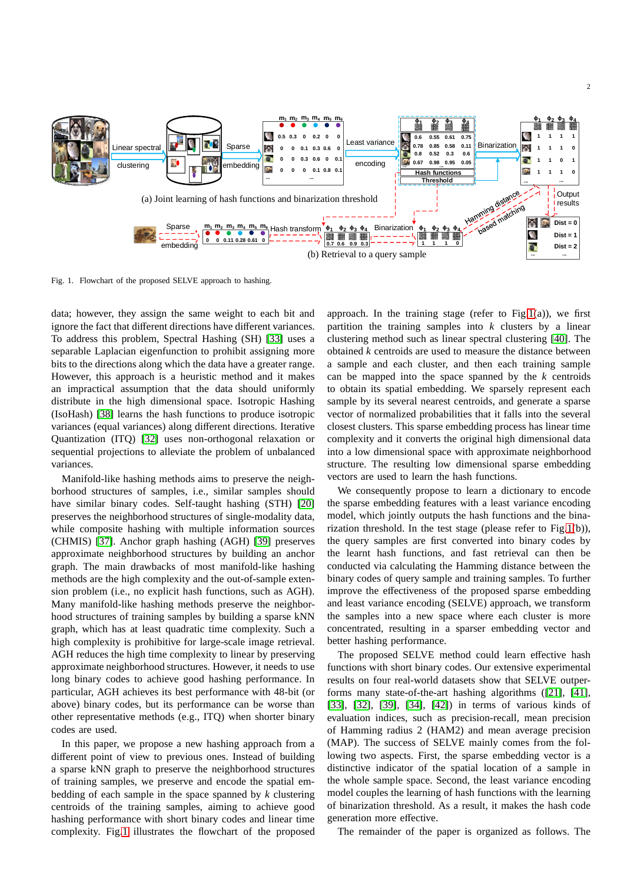Fig. 1. Flowchart of the proposed SELVE approach to hashing.

data; however, they assign the same weight to each bit and ignore the fact that different directions have different variances. To address this problem, Spectral Hashing (SH) [33] uses a separable Laplacian eigenfunction to prohibit assigning more bits to the directions along which the data have a greater range. However, this approach is a heuristic method and it makes an impractical assumption that the data should uniformly distribute in the high dimensional space. Isotropic Hashing (IsoHash) [38] learns the hash functions to produce isotropic variances (equal variances) along different directions. Iterative Quantization (ITQ) [32] uses non-orthogonal relaxation or sequential projections to alleviate the problem of unbalanced variances.

Manifold-like hashing methods aims to preserve the neighborhood structures of samples, i.e., similar samples should have similar binary codes. Self-taught hashing (STH) [20] preserves the neighborhood structures of single-modality data, while composite hashing with multiple information sources (CHMIS) [37]. Anchor graph hashing (AGH) [39] preserves approximate neighborhood structures by building an anchor graph. The main drawbacks of most manifold-like hashing methods are the high complexity and the out-of-sample extension problem (i.e., no explicit hash functions, such as AGH). Many manifold-like hashing methods preserve the neighborhood structures of training samples by building a sparse kNN graph, which has at least quadratic time complexity. Such a high complexity is prohibitive for large-scale image retrieval. AGH reduces the high time complexity to linear by preserving approximate neighborhood structures. However, it needs to use long binary codes to achieve good hashing performance. In particular, AGH achieves its best performance with 48-bit (or above) binary codes, but its performance can be worse than other representative methods (e.g., ITQ) when shorter binary codes are used.

In this paper, we propose a new hashing approach from a different point of view to previous ones. Instead of building a sparse kNN graph to preserve the neighborhood structures of training samples, we preserve and encode the spatial embedding of each sample in the space spanned by $k$ clustering centroids of the training samples, aiming to achieve good hashing performance with short binary codes and linear time complexity. Fig.1 illustrates the flowchart of the proposed approach. In the training stage (refer to Fig.1(a)), we first partition the training samples into $k$ clusters by a linear clustering method such as linear spectral clustering [40]. The obtained $k$ centroids are used to measure the distance between a sample and each cluster, and then each training sample can be mapped into the space spanned by the $k$ centroids to obtain its spatial embedding. We sparsely represent each sample by its several nearest centroids, and generate a sparse vector of normalized probabilities that it falls into the several closest clusters. This sparse embedding process has linear time complexity and it converts the original high dimensional data into a low dimensional space with approximate neighborhood structure. The resulting low dimensional sparse embedding vectors are used to learn the hash functions.

We consequently propose to learn a dictionary to encode the sparse embedding features with a least variance encoding model, which jointly outputs the hash functions and the binarization threshold. In the test stage (please refer to Fig.1(b)), the query samples are first converted into binary codes by the learnt hash functions, and fast retrieval can then be conducted via calculating the Hamming distance between the binary codes of query sample and training samples. To further improve the effectiveness of the proposed sparse embedding and least variance encoding (SELVE) approach, we transform the samples into a new space where each cluster is more concentrated, resulting in a sparser embedding vector and better hashing performance.

The proposed SELVE method could learn effective hash functions with short binary codes. Our extensive experimental results on four real-world datasets show that SELVE outperforms many state-of-the-art hashing algorithms ([21], [41], [33], [32], [39], [34], [42]) in terms of various kinds of evaluation indices, such as precision-recall, mean precision of Hamming radius 2 (HAM2) and mean average precision (MAP). The success of SELVE mainly comes from the following two aspects. First, the sparse embedding vector is a distinctive indicator of the spatial location of a sample in the whole sample space. Second, the least variance encoding model couples the learning of hash functions with the learning of binarization threshold. As a result, it makes the hash code generation more effective.

The remainder of the paper is organized as follows. The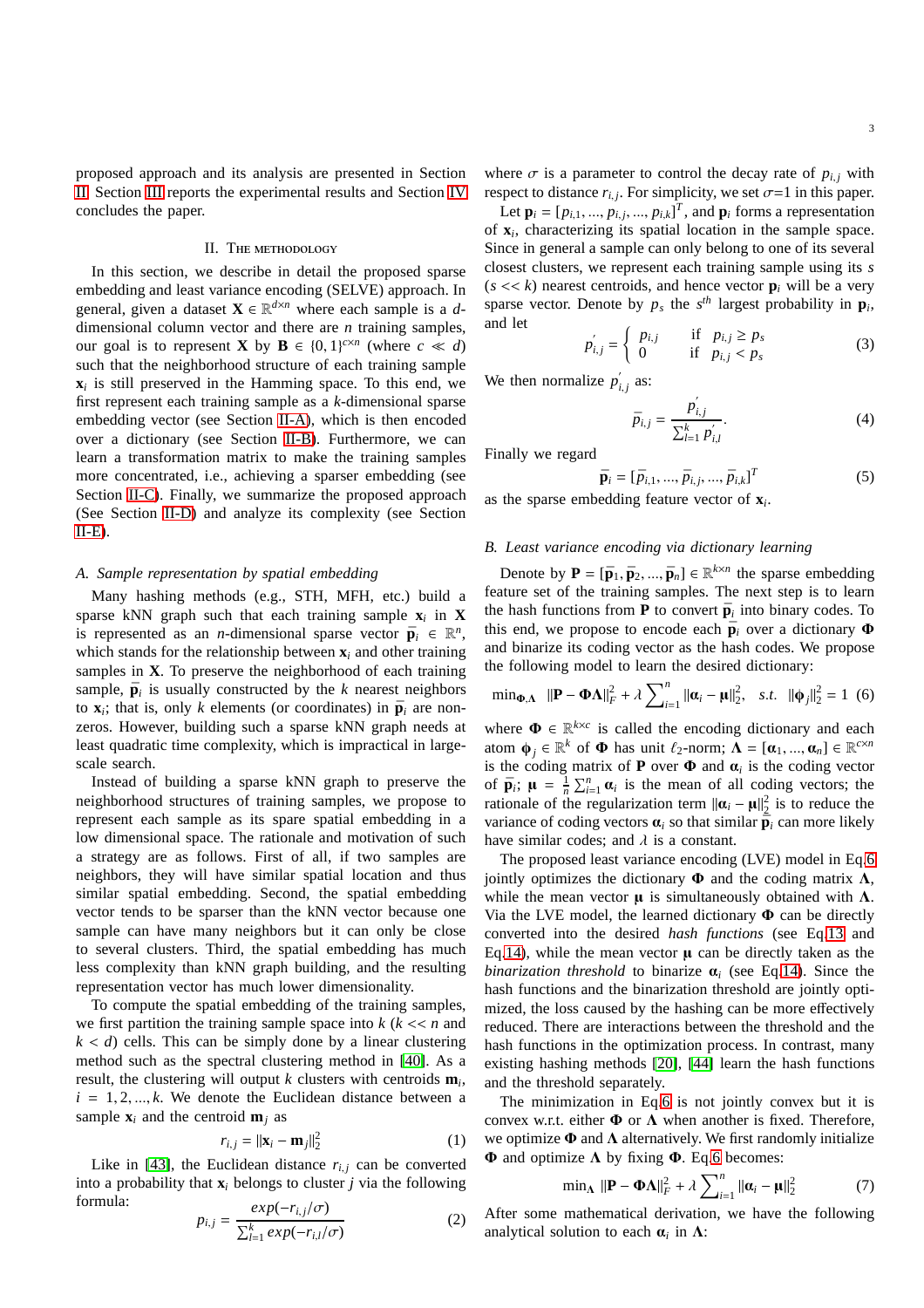proposed approach and its analysis are presented in Section II. Section III reports the experimental results and Section IV concludes the paper.

## II. The methodology

In this section, we describe in detail the proposed sparse embedding and least variance encoding (SELVE) approach. In general, given a dataset $\mathbf{X} \in \mathbb{R}^{d \times n}$ where each sample is a $d$-dimensional column vector and there are $n$ training samples, our goal is to represent $\mathbf{X}$ by $\mathbf{B} \in \{0,1\}^{c \times n}$ (where $c \ll d$) such that the neighborhood structure of each training sample $\mathbf{x}_i$ is still preserved in the Hamming space. To this end, we first represent each training sample as a $k$-dimensional sparse embedding vector (see Section II-A), which is then encoded over a dictionary (see Section II-B). Furthermore, we can learn a transformation matrix to make the training samples more concentrated, i.e., achieving a sparser embedding (see Section II-C). Finally, we summarize the proposed approach (See Section II-D) and analyze its complexity (see Section II-E).

### A. Sample representation by spatial embedding

Many hashing methods (e.g., STH, MFH, etc.) build a sparse kNN graph such that each training sample $\mathbf{x}_i$ in $\mathbf{X}$ is represented as an $n$-dimensional sparse vector $\bar{\mathbf{p}}_i \in \mathbb{R}^n$, which stands for the relationship between $\mathbf{x}_i$ and other training samples in $\mathbf{X}$. To preserve the neighborhood of each training sample, $\bar{\mathbf{p}}_i$ is usually constructed by the $k$ nearest neighbors to $\mathbf{x}_i$; that is, only $k$ elements (or coordinates) in $\bar{\mathbf{p}}_i$ are non-zeros. However, building such a sparse kNN graph needs at least quadratic time complexity, which is impractical in large-scale search.

Instead of building a sparse kNN graph to preserve the neighborhood structures of training samples, we propose to represent each sample as its spare spatial embedding in a low dimensional space. The rationale and motivation of such a strategy are as follows. First of all, if two samples are neighbors, they will have similar spatial location and thus similar spatial embedding. Second, the spatial embedding vector tends to be sparser than the kNN vector because one sample can have many neighbors but it can only be close to several clusters. Third, the spatial embedding has much less complexity than kNN graph building, and the resulting representation vector has much lower dimensionality.

To compute the spatial embedding of the training samples, we first partition the training sample space into $k$ ($k << n$ and $k < d$) cells. This can be simply done by a linear clustering method such as the spectral clustering method in [40]. As a result, the clustering will output $k$ clusters with centroids $\mathbf{m}_i$, $i = 1, 2, ..., k$. We denote the Euclidean distance between a sample $\mathbf{x}_i$ and the centroid $\mathbf{m}_j$ as

$$r_{i,j} = \|\mathbf{x}_i - \mathbf{m}_j\|_2^2 \tag{1}$$

Like in [43], the Euclidean distance $r_{i,j}$ can be converted into a probability that $\mathbf{x}_i$ belongs to cluster $j$ via the following formula:

$$p_{i,j} = \frac{exp(-r_{i,j}/\sigma)}{\sum_{l=1}^{k} exp(-r_{i,l}/\sigma)} \tag{2}$$

where $\sigma$ is a parameter to control the decay rate of $p_{i,j}$ with respect to distance $r_{i,j}$. For simplicity, we set $\sigma$=1 in this paper.

Let $\mathbf{p}_i = [p_{i,1}, ..., p_{i,j}, ..., p_{i,k}]^T$, and $\mathbf{p}_i$ forms a representation of $\mathbf{x}_i$, characterizing its spatial location in the sample space. Since in general a sample can only belong to one of its several closest clusters, we represent each training sample using its $s$ ($s << k$) nearest centroids, and hence vector $\mathbf{p}_i$ will be a very sparse vector. Denote by $p_s$ the $s^{th}$ largest probability in $\mathbf{p}_i$, and let

$$p^{'}_{i,j} = \begin{cases} p_{i,j} & \text{if} \quad p_{i,j} \geq p_s \\ 0 & \text{if} \quad p_{i,j} < p_s \end{cases} \tag{3}$$

We then normalize $p^{'}_{i,j}$ as:

$$\bar{p}_{i,j} = \frac{p^{'}_{i,j}}{\sum_{l=1}^{k} p^{'}_{i,l}}. \tag{4}$$

Finally we regard

$$\bar{\mathbf{p}}_i = [\bar{p}_{i,1}, ..., \bar{p}_{i,j}, ..., \bar{p}_{i,k}]^T \tag{5}$$

as the sparse embedding feature vector of $\mathbf{x}_i$.

### B. Least variance encoding via dictionary learning

Denote by $\mathbf{P} = [\bar{\mathbf{p}}_1, \bar{\mathbf{p}}_2, ..., \bar{\mathbf{p}}_n] \in \mathbb{R}^{k \times n}$ the sparse embedding feature set of the training samples. The next step is to learn the hash functions from $\mathbf{P}$ to convert $\bar{\mathbf{p}}_i$ into binary codes. To this end, we propose to encode each $\bar{\mathbf{p}}_i$ over a dictionary $\mathbf{\Phi}$ and binarize its coding vector as the hash codes. We propose the following model to learn the desired dictionary:

$$\min_{\mathbf{\Phi},\mathbf{\Lambda}} \ \|\mathbf{P} - \mathbf{\Phi}\mathbf{\Lambda}\|_F^2 + \lambda \sum\nolimits_{i=1}^{n} \|\boldsymbol{\alpha}_i - \boldsymbol{\mu}\|_2^2, \quad s.t. \ \ \|\boldsymbol{\phi}_j\|_2^2 = 1 \tag{6}$$

where $\mathbf{\Phi} \in \mathbb{R}^{k \times c}$ is called the encoding dictionary and each atom $\boldsymbol{\phi}_j \in \mathbb{R}^k$ of $\mathbf{\Phi}$ has unit $\ell_2$-norm; $\mathbf{\Lambda} = [\boldsymbol{\alpha}_1, ..., \boldsymbol{\alpha}_n] \in \mathbb{R}^{c \times n}$ is the coding matrix of $\mathbf{P}$ over $\mathbf{\Phi}$ and $\boldsymbol{\alpha}_i$ is the coding vector of $\bar{\mathbf{p}}_i$; $\boldsymbol{\mu} = \frac{1}{n}\sum_{i=1}^{n} \boldsymbol{\alpha}_i$ is the mean of all coding vectors; the rationale of the regularization term $\|\boldsymbol{\alpha}_i - \boldsymbol{\mu}\|_2^2$ is to reduce the variance of coding vectors $\boldsymbol{\alpha}_i$ so that similar $\bar{\mathbf{p}}_i$ can more likely have similar codes; and $\lambda$ is a constant.

The proposed least variance encoding (LVE) model in Eq.6 jointly optimizes the dictionary $\mathbf{\Phi}$ and the coding matrix $\mathbf{\Lambda}$, while the mean vector $\boldsymbol{\mu}$ is simultaneously obtained with $\mathbf{\Lambda}$. Via the LVE model, the learned dictionary $\mathbf{\Phi}$ can be directly converted into the desired *hash functions* (see Eq.13 and Eq.14), while the mean vector $\boldsymbol{\mu}$ can be directly taken as the *binarization threshold* to binarize $\boldsymbol{\alpha}_i$ (see Eq.14). Since the hash functions and the binarization threshold are jointly optimized, the loss caused by the hashing can be more effectively reduced. There are interactions between the threshold and the hash functions in the optimization process. In contrast, many existing hashing methods [20], [44] learn the hash functions and the threshold separately.

The minimization in Eq.6 is not jointly convex but it is convex w.r.t. either $\mathbf{\Phi}$ or $\mathbf{\Lambda}$ when another is fixed. Therefore, we optimize $\mathbf{\Phi}$ and $\mathbf{\Lambda}$ alternatively. We first randomly initialize $\mathbf{\Phi}$ and optimize $\mathbf{\Lambda}$ by fixing $\mathbf{\Phi}$. Eq.6 becomes:

$$\min_{\mathbf{\Lambda}} \ \|\mathbf{P} - \mathbf{\Phi}\mathbf{\Lambda}\|_F^2 + \lambda \sum\nolimits_{i=1}^{n} \|\boldsymbol{\alpha}_i - \boldsymbol{\mu}\|_2^2 \tag{7}$$

After some mathematical derivation, we have the following analytical solution to each $\boldsymbol{\alpha}_i$ in $\mathbf{\Lambda}$: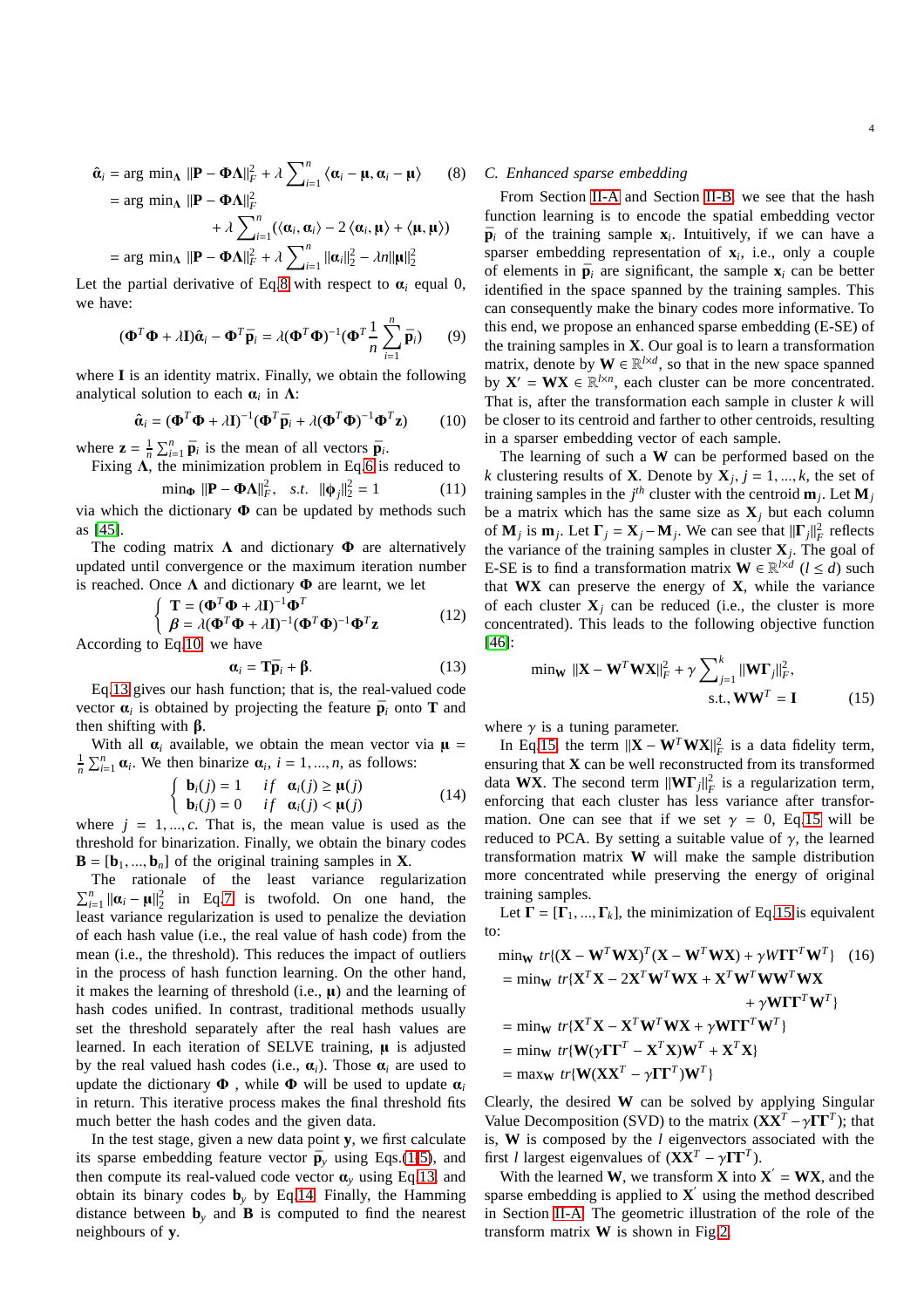$$
\begin{aligned}
\hat{\boldsymbol{\alpha}}_i &= \arg\min_{\boldsymbol{\Lambda}} \|\mathbf{P} - \boldsymbol{\Phi}\boldsymbol{\Lambda}\|_F^2 + \lambda \sum\nolimits_{i=1}^{n} \langle \boldsymbol{\alpha}_i - \boldsymbol{\mu}, \boldsymbol{\alpha}_i - \boldsymbol{\mu} \rangle \qquad (8)\\
&= \arg\min_{\boldsymbol{\Lambda}} \|\mathbf{P} - \boldsymbol{\Phi}\boldsymbol{\Lambda}\|_F^2 \\
&\quad + \lambda \sum\nolimits_{i=1}^{n} (\langle \boldsymbol{\alpha}_i, \boldsymbol{\alpha}_i \rangle - 2\langle \boldsymbol{\alpha}_i, \boldsymbol{\mu} \rangle + \langle \boldsymbol{\mu}, \boldsymbol{\mu} \rangle) \\
&= \arg\min_{\boldsymbol{\Lambda}} \|\mathbf{P} - \boldsymbol{\Phi}\boldsymbol{\Lambda}\|_F^2 + \lambda \sum\nolimits_{i=1}^{n} \|\boldsymbol{\alpha}_i\|_2^2 - \lambda n \|\boldsymbol{\mu}\|_2^2
\end{aligned}
$$

Let the partial derivative of Eq.8 with respect to $\boldsymbol{\alpha}_i$ equal 0, we have:

$$
(\boldsymbol{\Phi}^T\boldsymbol{\Phi} + \lambda \mathbf{I})\hat{\boldsymbol{\alpha}}_i - \boldsymbol{\Phi}^T\bar{\mathbf{p}}_i = \lambda(\boldsymbol{\Phi}^T\boldsymbol{\Phi})^{-1}(\boldsymbol{\Phi}^T \frac{1}{n}\sum_{i=1}^{n} \bar{\mathbf{p}}_i) \qquad (9)
$$

where $\mathbf{I}$ is an identity matrix. Finally, we obtain the following analytical solution to each $\boldsymbol{\alpha}_i$ in $\boldsymbol{\Lambda}$:

$$
\hat{\boldsymbol{\alpha}}_i = (\boldsymbol{\Phi}^T\boldsymbol{\Phi} + \lambda \mathbf{I})^{-1}(\boldsymbol{\Phi}^T\bar{\mathbf{p}}_i + \lambda(\boldsymbol{\Phi}^T\boldsymbol{\Phi})^{-1}\boldsymbol{\Phi}^T\mathbf{z}) \qquad (10)
$$

where $\mathbf{z} = \frac{1}{n}\sum_{i=1}^{n} \bar{\mathbf{p}}_i$ is the mean of all vectors $\bar{\mathbf{p}}_i$.

Fixing $\boldsymbol{\Lambda}$, the minimization problem in Eq.6 is reduced to

$$
\min_{\boldsymbol{\Phi}} \|\mathbf{P} - \boldsymbol{\Phi}\boldsymbol{\Lambda}\|_F^2, \quad s.t. \ \|\boldsymbol{\phi}_j\|_2^2 = 1 \qquad (11)
$$

via which the dictionary $\boldsymbol{\Phi}$ can be updated by methods such as [45].

The coding matrix $\boldsymbol{\Lambda}$ and dictionary $\boldsymbol{\Phi}$ are alternatively updated until convergence or the maximum iteration number is reached. Once $\boldsymbol{\Lambda}$ and dictionary $\boldsymbol{\Phi}$ are learnt, we let

$$
\begin{cases}
\mathbf{T} = (\boldsymbol{\Phi}^T\boldsymbol{\Phi} + \lambda \mathbf{I})^{-1}\boldsymbol{\Phi}^T \\
\boldsymbol{\beta} = \lambda(\boldsymbol{\Phi}^T\boldsymbol{\Phi} + \lambda \mathbf{I})^{-1}(\boldsymbol{\Phi}^T\boldsymbol{\Phi})^{-1}\boldsymbol{\Phi}^T\mathbf{z}
\end{cases} \qquad (12)
$$

According to Eq.10, we have

$$
\boldsymbol{\alpha}_i = \mathbf{T}\bar{\mathbf{p}}_i + \boldsymbol{\beta}. \qquad (13)
$$

Eq.13 gives our hash function; that is, the real-valued code vector $\boldsymbol{\alpha}_i$ is obtained by projecting the feature $\bar{\mathbf{p}}_i$ onto $\mathbf{T}$ and then shifting with $\boldsymbol{\beta}$.

With all $\boldsymbol{\alpha}_i$ available, we obtain the mean vector via $\boldsymbol{\mu} = \frac{1}{n}\sum_{i=1}^{n} \boldsymbol{\alpha}_i$. We then binarize $\boldsymbol{\alpha}_i$, $i = 1, ..., n$, as follows:

$$
\begin{cases}
\mathbf{b}_i(j) = 1 & if \quad \boldsymbol{\alpha}_i(j) \geq \boldsymbol{\mu}(j) \\
\mathbf{b}_i(j) = 0 & if \quad \boldsymbol{\alpha}_i(j) < \boldsymbol{\mu}(j)
\end{cases} \qquad (14)
$$

where $j = 1, ..., c$. That is, the mean value is used as the threshold for binarization. Finally, we obtain the binary codes $\mathbf{B} = [\mathbf{b}_1, ..., \mathbf{b}_n]$ of the original training samples in $\mathbf{X}$.

The rationale of the least variance regularization $\sum_{i=1}^{n} \|\boldsymbol{\alpha}_i - \boldsymbol{\mu}\|_2^2$ in Eq.7 is twofold. On one hand, the least variance regularization is used to penalize the deviation of each hash value (i.e., the real value of hash code) from the mean (i.e., the threshold). This reduces the impact of outliers in the process of hash function learning. On the other hand, it makes the learning of threshold (i.e., $\boldsymbol{\mu}$) and the learning of hash codes unified. In contrast, traditional methods usually set the threshold separately after the real hash values are learned. In each iteration of SELVE training, $\boldsymbol{\mu}$ is adjusted by the real valued hash codes (i.e., $\boldsymbol{\alpha}_i$). Those $\boldsymbol{\alpha}_i$ are used to update the dictionary $\boldsymbol{\Phi}$ , while $\boldsymbol{\Phi}$ will be used to update $\boldsymbol{\alpha}_i$ in return. This iterative process makes the final threshold fits much better the hash codes and the given data.

In the test stage, given a new data point $\mathbf{y}$, we first calculate its sparse embedding feature vector $\bar{\mathbf{p}}_y$ using Eqs.(1-5), and then compute its real-valued code vector $\boldsymbol{\alpha}_y$ using Eq.13, and obtain its binary codes $\mathbf{b}_y$ by Eq.14. Finally, the Hamming distance between $\mathbf{b}_y$ and $\mathbf{B}$ is computed to find the nearest neighbours of $\mathbf{y}$.

### C. Enhanced sparse embedding

From Section II-A and Section II-B, we see that the hash function learning is to encode the spatial embedding vector $\bar{\mathbf{p}}_i$ of the training sample $\mathbf{x}_i$. Intuitively, if we can have a sparser embedding representation of $\mathbf{x}_i$, i.e., only a couple of elements in $\bar{\mathbf{p}}_i$ are significant, the sample $\mathbf{x}_i$ can be better identified in the space spanned by the training samples. This can consequently make the binary codes more informative. To this end, we propose an enhanced sparse embedding (E-SE) of the training samples in $\mathbf{X}$. Our goal is to learn a transformation matrix, denote by $\mathbf{W} \in \mathbb{R}^{l \times d}$, so that in the new space spanned by $\mathbf{X}' = \mathbf{W}\mathbf{X} \in \mathbb{R}^{l \times n}$, each cluster can be more concentrated. That is, after the transformation each sample in cluster $k$ will be closer to its centroid and farther to other centroids, resulting in a sparser embedding vector of each sample.

The learning of such a $\mathbf{W}$ can be performed based on the $k$ clustering results of $\mathbf{X}$. Denote by $\mathbf{X}_j$, $j = 1, ..., k$, the set of training samples in the $j^{th}$ cluster with the centroid $\mathbf{m}_j$. Let $\mathbf{M}_j$ be a matrix which has the same size as $\mathbf{X}_j$ but each column of $\mathbf{M}_j$ is $\mathbf{m}_j$. Let $\boldsymbol{\Gamma}_j = \mathbf{X}_j - \mathbf{M}_j$. We can see that $\|\boldsymbol{\Gamma}_j\|_F^2$ reflects the variance of the training samples in cluster $\mathbf{X}_j$. The goal of E-SE is to find a transformation matrix $\mathbf{W} \in \mathbb{R}^{l \times d}$ $(l \leq d)$ such that $\mathbf{W}\mathbf{X}$ can preserve the energy of $\mathbf{X}$, while the variance of each cluster $\mathbf{X}_j$ can be reduced (i.e., the cluster is more concentrated). This leads to the following objective function [46]:

$$
\min_{\mathbf{W}} \|\mathbf{X} - \mathbf{W}^T\mathbf{W}\mathbf{X}\|_F^2 + \gamma \sum\nolimits_{j=1}^{k} \|\mathbf{W}\boldsymbol{\Gamma}_j\|_F^2, \quad \text{s.t.}, \mathbf{W}\mathbf{W}^T = \mathbf{I} \qquad (15)
$$

where $\gamma$ is a tuning parameter.

In Eq.15, the term $\|\mathbf{X} - \mathbf{W}^T\mathbf{W}\mathbf{X}\|_F^2$ is a data fidelity term, ensuring that $\mathbf{X}$ can be well reconstructed from its transformed data $\mathbf{W}\mathbf{X}$. The second term $\|\mathbf{W}\boldsymbol{\Gamma}_j\|_F^2$ is a regularization term, enforcing that each cluster has less variance after transformation. One can see that if we set $\gamma = 0$, Eq.15 will be reduced to PCA. By setting a suitable value of $\gamma$, the learned transformation matrix $\mathbf{W}$ will make the sample distribution more concentrated while preserving the energy of original training samples.

Let $\boldsymbol{\Gamma} = [\boldsymbol{\Gamma}_1, ..., \boldsymbol{\Gamma}_k]$, the minimization of Eq.15 is equivalent to:

$$
\begin{aligned}
&\min_{\mathbf{W}} tr\{(\mathbf{X} - \mathbf{W}^T\mathbf{W}\mathbf{X})^T(\mathbf{X} - \mathbf{W}^T\mathbf{W}\mathbf{X}) + \gamma W\boldsymbol{\Gamma}\boldsymbol{\Gamma}^T\mathbf{W}^T\} \qquad (16)\\
&= \min_{\mathbf{W}} tr\{\mathbf{X}^T\mathbf{X} - 2\mathbf{X}^T\mathbf{W}^T\mathbf{W}\mathbf{X} + \mathbf{X}^T\mathbf{W}^T\mathbf{W}\mathbf{W}^T\mathbf{W}\mathbf{X} \\
&\qquad + \gamma \mathbf{W}\boldsymbol{\Gamma}\boldsymbol{\Gamma}^T\mathbf{W}^T\} \\
&= \min_{\mathbf{W}} tr\{\mathbf{X}^T\mathbf{X} - \mathbf{X}^T\mathbf{W}^T\mathbf{W}\mathbf{X} + \gamma \mathbf{W}\boldsymbol{\Gamma}\boldsymbol{\Gamma}^T\mathbf{W}^T\} \\
&= \min_{\mathbf{W}} tr\{\mathbf{W}(\gamma\boldsymbol{\Gamma}\boldsymbol{\Gamma}^T - \mathbf{X}^T\mathbf{X})\mathbf{W}^T + \mathbf{X}^T\mathbf{X}\} \\
&= \max_{\mathbf{W}} tr\{\mathbf{W}(\mathbf{X}\mathbf{X}^T - \gamma\boldsymbol{\Gamma}\boldsymbol{\Gamma}^T)\mathbf{W}^T\}
\end{aligned}
$$

Clearly, the desired $\mathbf{W}$ can be solved by applying Singular Value Decomposition (SVD) to the matrix $(\mathbf{X}\mathbf{X}^T - \gamma\boldsymbol{\Gamma}\boldsymbol{\Gamma}^T)$; that is, $\mathbf{W}$ is composed by the $l$ eigenvectors associated with the first $l$ largest eigenvalues of $(\mathbf{X}\mathbf{X}^T - \gamma\boldsymbol{\Gamma}\boldsymbol{\Gamma}^T)$.

With the learned $\mathbf{W}$, we transform $\mathbf{X}$ into $\mathbf{X}' = \mathbf{W}\mathbf{X}$, and the sparse embedding is applied to $\mathbf{X}'$ using the method described in Section II-A. The geometric illustration of the role of the transform matrix $\mathbf{W}$ is shown in Fig.2.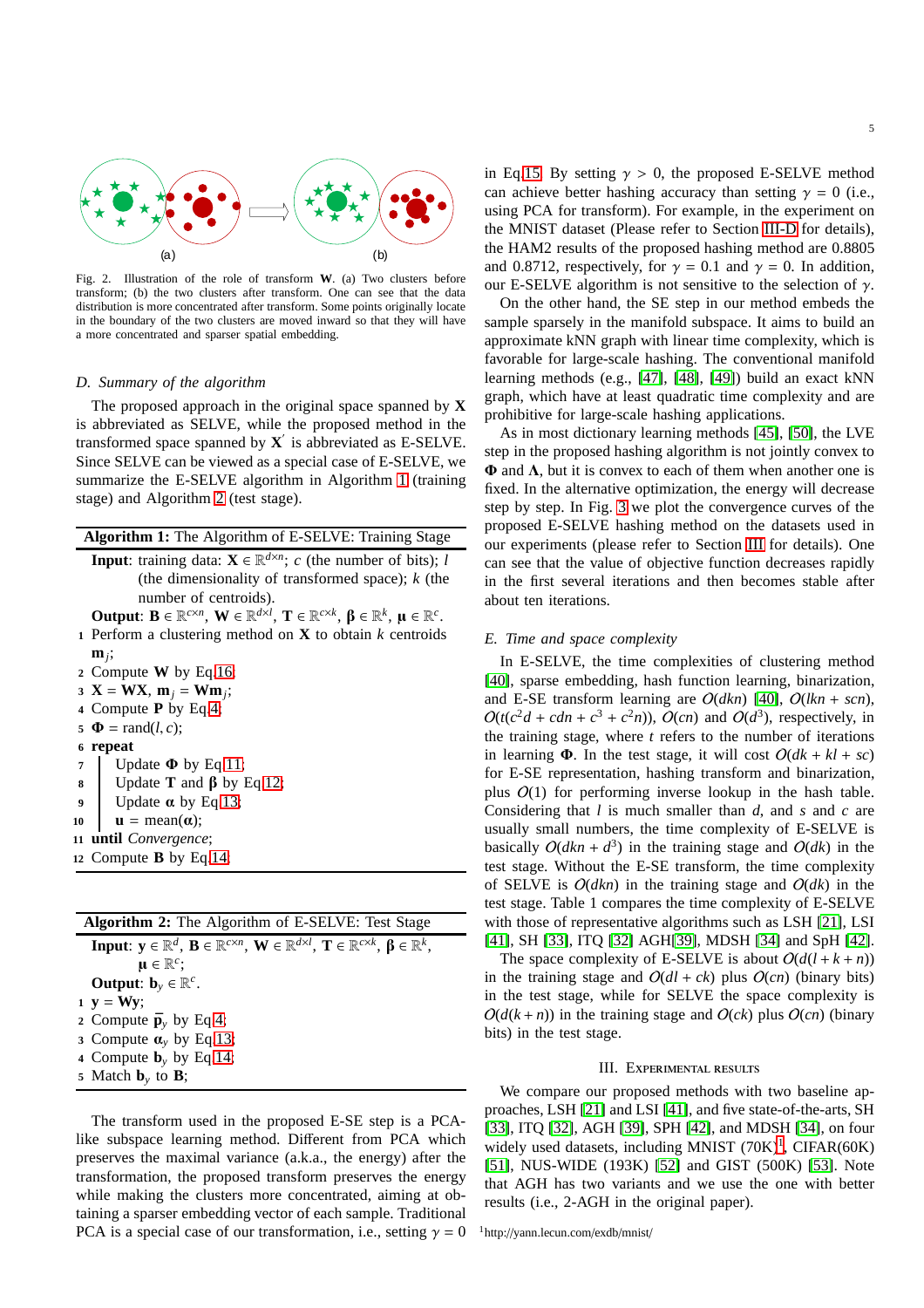Fig. 2. Illustration of the role of transform $\mathbf{W}$. (a) Two clusters before transform; (b) the two clusters after transform. One can see that the data distribution is more concentrated after transform. Some points originally locate in the boundary of the two clusters are moved inward so that they will have a more concentrated and sparser spatial embedding.

### D. Summary of the algorithm

The proposed approach in the original space spanned by $\mathbf{X}$ is abbreviated as SELVE, while the proposed method in the transformed space spanned by $\mathbf{X}'$ is abbreviated as E-SELVE. Since SELVE can be viewed as a special case of E-SELVE, we summarize the E-SELVE algorithm in Algorithm 1 (training stage) and Algorithm 2 (test stage).

**Algorithm 1:** The Algorithm of E-SELVE: Training Stage

**Input**: training data: $\mathbf{X} \in \mathbb{R}^{d \times n}$; $c$ (the number of bits); $l$ (the dimensionality of transformed space); $k$ (the number of centroids).

**Output**: $\mathbf{B} \in \mathbb{R}^{c \times n}$, $\mathbf{W} \in \mathbb{R}^{d \times l}$, $\mathbf{T} \in \mathbb{R}^{c \times k}$, $\boldsymbol{\beta} \in \mathbb{R}^{k}$, $\boldsymbol{\mu} \in \mathbb{R}^{c}$.

1. Perform a clustering method on $\mathbf{X}$ to obtain $k$ centroids $\mathbf{m}_j$;
2. Compute $\mathbf{W}$ by Eq.16;
3. $\mathbf{X} = \mathbf{W}\mathbf{X}$, $\mathbf{m}_j = \mathbf{W}\mathbf{m}_j$;
4. Compute $\mathbf{P}$ by Eq.4;
5. $\boldsymbol{\Phi} = \text{rand}(l, c)$;
6. **repeat**
7. Update $\boldsymbol{\Phi}$ by Eq.11;
8. Update $\mathbf{T}$ and $\boldsymbol{\beta}$ by Eq.12;
9. Update $\boldsymbol{\alpha}$ by Eq.13;
10. $\mathbf{u} = \text{mean}(\boldsymbol{\alpha})$;
11. **until** *Convergence*;
12. Compute $\mathbf{B}$ by Eq.14.

**Algorithm 2:** The Algorithm of E-SELVE: Test Stage

**Input**: $\mathbf{y} \in \mathbb{R}^{d}$, $\mathbf{B} \in \mathbb{R}^{c \times n}$, $\mathbf{W} \in \mathbb{R}^{d \times l}$, $\mathbf{T} \in \mathbb{R}^{c \times k}$, $\boldsymbol{\beta} \in \mathbb{R}^{k}$, $\boldsymbol{\mu} \in \mathbb{R}^{c}$.

**Output**: $\mathbf{b}_y \in \mathbb{R}^{c}$.

1. $\mathbf{y} = \mathbf{W}\mathbf{y}$;
2. Compute $\bar{\mathbf{p}}_y$ by Eq.4;
3. Compute $\boldsymbol{\alpha}_y$ by Eq.13;
4. Compute $\mathbf{b}_y$ by Eq.14;
5. Match $\mathbf{b}_y$ to $\mathbf{B}$;

The transform used in the proposed E-SE step is a PCA-like subspace learning method. Different from PCA which preserves the maximal variance (a.k.a., the energy) after the transformation, the proposed transform preserves the energy while making the clusters more concentrated, aiming at obtaining a sparser embedding vector of each sample. Traditional PCA is a special case of our transformation, i.e., setting $\gamma = 0$ in Eq.15. By setting $\gamma > 0$, the proposed E-SELVE method can achieve better hashing accuracy than setting $\gamma = 0$ (i.e., using PCA for transform). For example, in the experiment on the MNIST dataset (Please refer to Section III-D for details), the HAM2 results of the proposed hashing method are 0.8805 and 0.8712, respectively, for $\gamma = 0.1$ and $\gamma = 0$. In addition, our E-SELVE algorithm is not sensitive to the selection of $\gamma$.

On the other hand, the SE step in our method embeds the sample sparsely in the manifold subspace. It aims to build an approximate kNN graph with linear time complexity, which is favorable for large-scale hashing. The conventional manifold learning methods (e.g., [47], [48], [49]) build an exact kNN graph, which have at least quadratic time complexity and are prohibitive for large-scale hashing applications.

As in most dictionary learning methods [45], [50], the LVE step in the proposed hashing algorithm is not jointly convex to $\boldsymbol{\Phi}$ and $\boldsymbol{\Lambda}$, but it is convex to each of them when another one is fixed. In the alternative optimization, the energy will decrease step by step. In Fig. 3 we plot the convergence curves of the proposed E-SELVE hashing method on the datasets used in our experiments (please refer to Section III for details). One can see that the value of objective function decreases rapidly in the first several iterations and then becomes stable after about ten iterations.

### E. Time and space complexity

In E-SELVE, the time complexities of clustering method [40], sparse embedding, hash function learning, binarization, and E-SE transform learning are $O(dkn)$ [40], $O(lkn + scn)$, $O(t(c^2 d + cdn + c^3 + c^2 n))$, $O(cn)$ and $O(d^3)$, respectively, in the training stage, where $t$ refers to the number of iterations in learning $\boldsymbol{\Phi}$. In the test stage, it will cost $O(dk + kl + sc)$ for E-SE representation, hashing transform and binarization, plus $O(1)$ for performing inverse lookup in the hash table. Considering that $l$ is much smaller than $d$, and $s$ and $c$ are usually small numbers, the time complexity of E-SELVE is basically $O(dkn + d^3)$ in the training stage and $O(dk)$ in the test stage. Without the E-SE transform, the time complexity of SELVE is $O(dkn)$ in the training stage and $O(dk)$ in the test stage. Table 1 compares the time complexity of E-SELVE with those of representative algorithms such as LSH [21], LSI [41], SH [33], ITQ [32] AGH[39], MDSH [34] and SpH [42].

The space complexity of E-SELVE is about $O(d(l + k + n))$ in the training stage and $O(dl + ck)$ plus $O(cn)$ (binary bits) in the test stage, while for SELVE the space complexity is $O(d(k + n))$ in the training stage and $O(ck)$ plus $O(cn)$ (binary bits) in the test stage.

## III. Experimental results

We compare our proposed methods with two baseline approaches, LSH [21] and LSI [41], and five state-of-the-arts, SH [33], ITQ [32], AGH [39], SPH [42], and MDSH [34], on four widely used datasets, including MNIST (70K)[1], CIFAR(60K) [51], NUS-WIDE (193K) [52] and GIST (500K) [53]. Note that AGH has two variants and we use the one with better results (i.e., 2-AGH in the original paper).

[1] http://yann.lecun.com/exdb/mnist/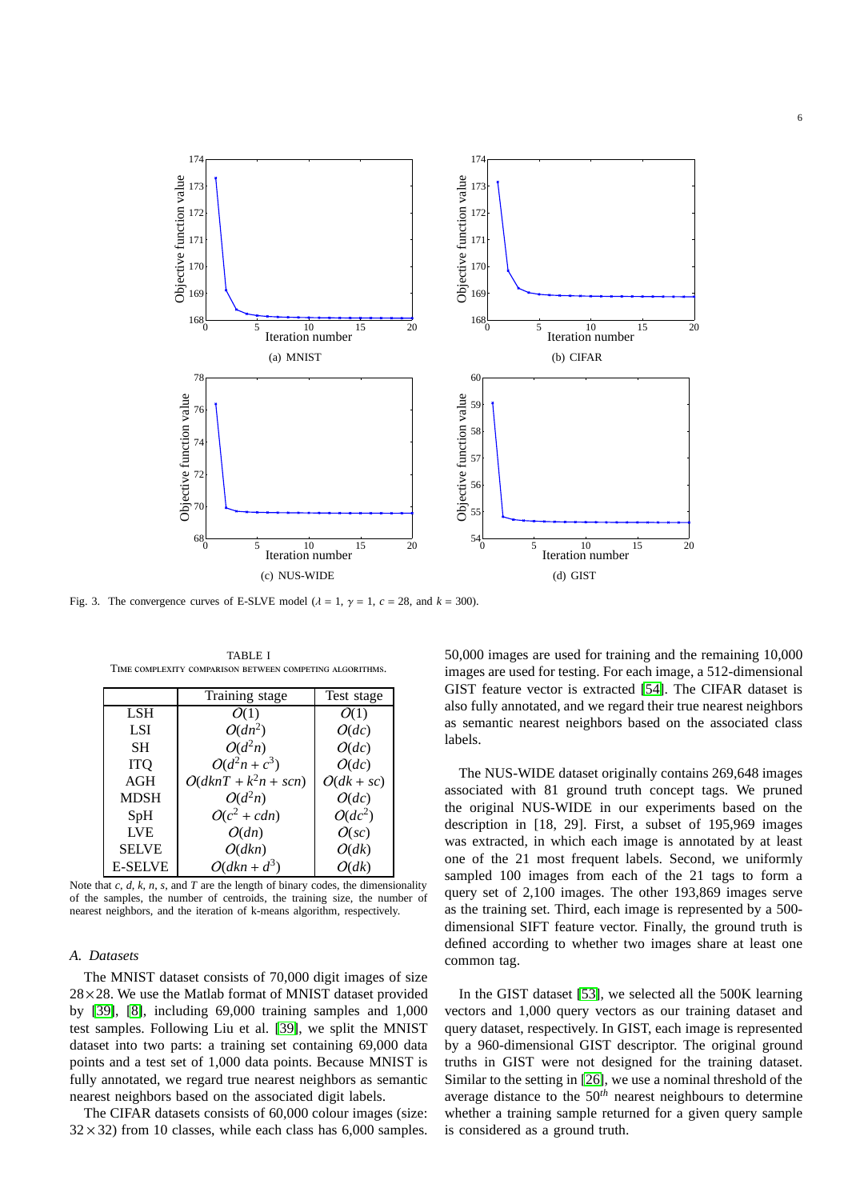(a) MNIST

(b) CIFAR

(c) NUS-WIDE

(d) GIST

Fig. 3. The convergence curves of E-SLVE model ($\lambda$ = 1, $\gamma$ = 1, $c$ = 28, and $k$ = 300).

TABLE I
TIME COMPLEXITY COMPARISON BETWEEN COMPETING ALGORITHMS.

| | Training stage | Test stage |
|---|---|---|
| LSH | $O(1)$ | $O(1)$ |
| LSI | $O(dn^2)$ | $O(dc)$ |
| SH | $O(d^2n)$ | $O(dc)$ |
| ITQ | $O(d^2n + c^3)$ | $O(dc)$ |
| AGH | $O(dknT + k^2n + scn)$ | $O(dk + sc)$ |
| MDSH | $O(d^2n)$ | $O(dc)$ |
| SpH | $O(c^2 + cdn)$ | $O(dc^2)$ |
| LVE | $O(dn)$ | $O(sc)$ |
| SELVE | $O(dkn)$ | $O(dk)$ |
| E-SELVE | $O(dkn + d^3)$ | $O(dk)$ |

Note that $c$, $d$, $k$, $n$, $s$, and $T$ are the length of binary codes, the dimensionality of the samples, the number of centroids, the training size, the number of nearest neighbors, and the iteration of k-means algorithm, respectively.

### A. Datasets

The MNIST dataset consists of 70,000 digit images of size 28×28. We use the Matlab format of MNIST dataset provided by [39], [8], including 69,000 training samples and 1,000 test samples. Following Liu et al. [39], we split the MNIST dataset into two parts: a training set containing 69,000 data points and a test set of 1,000 data points. Because MNIST is fully annotated, we regard true nearest neighbors as semantic nearest neighbors based on the associated digit labels.

The CIFAR datasets consists of 60,000 colour images (size: $32 \times 32$) from 10 classes, while each class has 6,000 samples. 50,000 images are used for training and the remaining 10,000 images are used for testing. For each image, a 512-dimensional GIST feature vector is extracted [54]. The CIFAR dataset is also fully annotated, and we regard their true nearest neighbors as semantic nearest neighbors based on the associated class labels.

The NUS-WIDE dataset originally contains 269,648 images associated with 81 ground truth concept tags. We pruned the original NUS-WIDE in our experiments based on the description in [18, 29]. First, a subset of 195,969 images was extracted, in which each image is annotated by at least one of the 21 most frequent labels. Second, we uniformly sampled 100 images from each of the 21 tags to form a query set of 2,100 images. The other 193,869 images serve as the training set. Third, each image is represented by a 500-dimensional SIFT feature vector. Finally, the ground truth is defined according to whether two images share at least one common tag.

In the GIST dataset [53], we selected all the 500K learning vectors and 1,000 query vectors as our training dataset and query dataset, respectively. In GIST, each image is represented by a 960-dimensional GIST descriptor. The original ground truths in GIST were not designed for the training dataset. Similar to the setting in [26], we use a nominal threshold of the average distance to the $50^{th}$ nearest neighbours to determine whether a training sample returned for a given query sample is considered as a ground truth.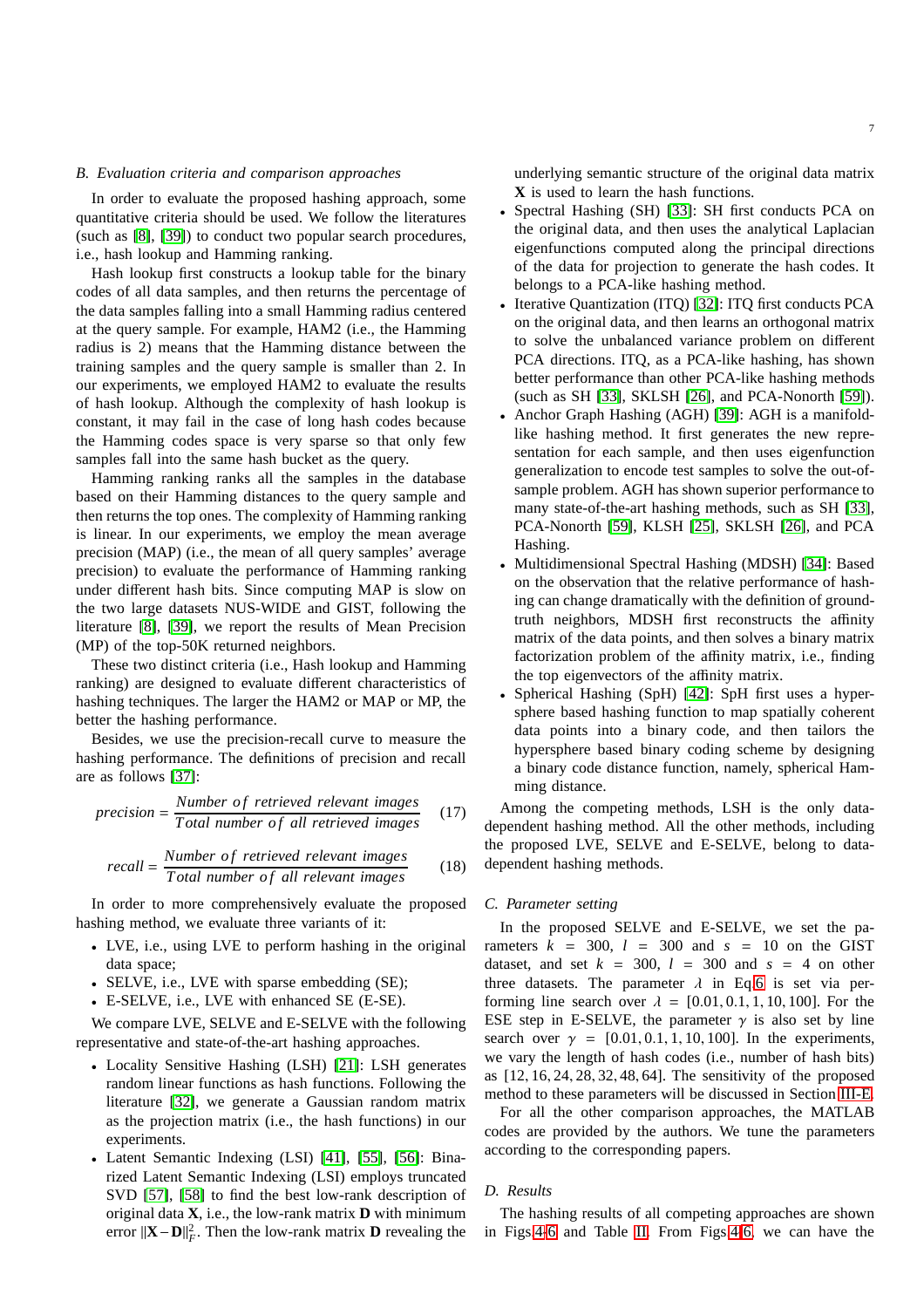### B. Evaluation criteria and comparison approaches

In order to evaluate the proposed hashing approach, some quantitative criteria should be used. We follow the literatures (such as [8], [39]) to conduct two popular search procedures, i.e., hash lookup and Hamming ranking.

Hash lookup first constructs a lookup table for the binary codes of all data samples, and then returns the percentage of the data samples falling into a small Hamming radius centered at the query sample. For example, HAM2 (i.e., the Hamming radius is 2) means that the Hamming distance between the training samples and the query sample is smaller than 2. In our experiments, we employed HAM2 to evaluate the results of hash lookup. Although the complexity of hash lookup is constant, it may fail in the case of long hash codes because the Hamming codes space is very sparse so that only few samples fall into the same hash bucket as the query.

Hamming ranking ranks all the samples in the database based on their Hamming distances to the query sample and then returns the top ones. The complexity of Hamming ranking is linear. In our experiments, we employ the mean average precision (MAP) (i.e., the mean of all query samples' average precision) to evaluate the performance of Hamming ranking under different hash bits. Since computing MAP is slow on the two large datasets NUS-WIDE and GIST, following the literature [8], [39], we report the results of Mean Precision (MP) of the top-50K returned neighbors.

These two distinct criteria (i.e., Hash lookup and Hamming ranking) are designed to evaluate different characteristics of hashing techniques. The larger the HAM2 or MAP or MP, the better the hashing performance.

Besides, we use the precision-recall curve to measure the hashing performance. The definitions of precision and recall are as follows [37]:

$$precision = \frac{Number\ of\ retrieved\ relevant\ images}{Total\ number\ of\ all\ retrieved\ images} \tag{17}$$

$$recall = \frac{Number\ of\ retrieved\ relevant\ images}{Total\ number\ of\ all\ relevant\ images} \tag{18}$$

In order to more comprehensively evaluate the proposed hashing method, we evaluate three variants of it:

- LVE, i.e., using LVE to perform hashing in the original data space;
- SELVE, i.e., LVE with sparse embedding (SE);
- E-SELVE, i.e., LVE with enhanced SE (E-SE).

We compare LVE, SELVE and E-SELVE with the following representative and state-of-the-art hashing approaches.

- Locality Sensitive Hashing (LSH) [21]: LSH generates random linear functions as hash functions. Following the literature [32], we generate a Gaussian random matrix as the projection matrix (i.e., the hash functions) in our experiments.
- Latent Semantic Indexing (LSI) [41], [55], [56]: Binarized Latent Semantic Indexing (LSI) employs truncated SVD [57], [58] to find the best low-rank description of original data $\mathbf{X}$, i.e., the low-rank matrix $\mathbf{D}$ with minimum error $\|\mathbf{X}-\mathbf{D}\|_F^2$. Then the low-rank matrix $\mathbf{D}$ revealing the underlying semantic structure of the original data matrix $\mathbf{X}$ is used to learn the hash functions.
- Spectral Hashing (SH) [33]: SH first conducts PCA on the original data, and then uses the analytical Laplacian eigenfunctions computed along the principal directions of the data for projection to generate the hash codes. It belongs to a PCA-like hashing method.
- Iterative Quantization (ITQ) [32]: ITQ first conducts PCA on the original data, and then learns an orthogonal matrix to solve the unbalanced variance problem on different PCA directions. ITQ, as a PCA-like hashing, has shown better performance than other PCA-like hashing methods (such as SH [33], SKLSH [26], and PCA-Nonorth [59]).
- Anchor Graph Hashing (AGH) [39]: AGH is a manifold-like hashing method. It first generates the new representation for each sample, and then uses eigenfunction generalization to encode test samples to solve the out-of-sample problem. AGH has shown superior performance to many state-of-the-art hashing methods, such as SH [33], PCA-Nonorth [59], KLSH [25], SKLSH [26], and PCA Hashing.
- Multidimensional Spectral Hashing (MDSH) [34]: Based on the observation that the relative performance of hashing can change dramatically with the definition of ground-truth neighbors, MDSH first reconstructs the affinity matrix of the data points, and then solves a binary matrix factorization problem of the affinity matrix, i.e., finding the top eigenvectors of the affinity matrix.
- Spherical Hashing (SpH) [42]: SpH first uses a hypersphere based hashing function to map spatially coherent data points into a binary code, and then tailors the hypersphere based binary coding scheme by designing a binary code distance function, namely, spherical Hamming distance.

Among the competing methods, LSH is the only data-dependent hashing method. All the other methods, including the proposed LVE, SELVE and E-SELVE, belong to data-dependent hashing methods.

### C. Parameter setting

In the proposed SELVE and E-SELVE, we set the parameters $k = 300$, $l = 300$ and $s = 10$ on the GIST dataset, and set $k = 300$, $l = 300$ and $s = 4$ on other three datasets. The parameter $\lambda$ in Eq.6 is set via performing line search over $\lambda = [0.01, 0.1, 1, 10, 100]$. For the ESE step in E-SELVE, the parameter $\gamma$ is also set by line search over $\gamma = [0.01, 0.1, 1, 10, 100]$. In the experiments, we vary the length of hash codes (i.e., number of hash bits) as $[12, 16, 24, 28, 32, 48, 64]$. The sensitivity of the proposed method to these parameters will be discussed in Section III-E.

For all the other comparison approaches, the MATLAB codes are provided by the authors. We tune the parameters according to the corresponding papers.

### D. Results

The hashing results of all competing approaches are shown in Figs.4-6 and Table II. From Figs.4-6, we can have the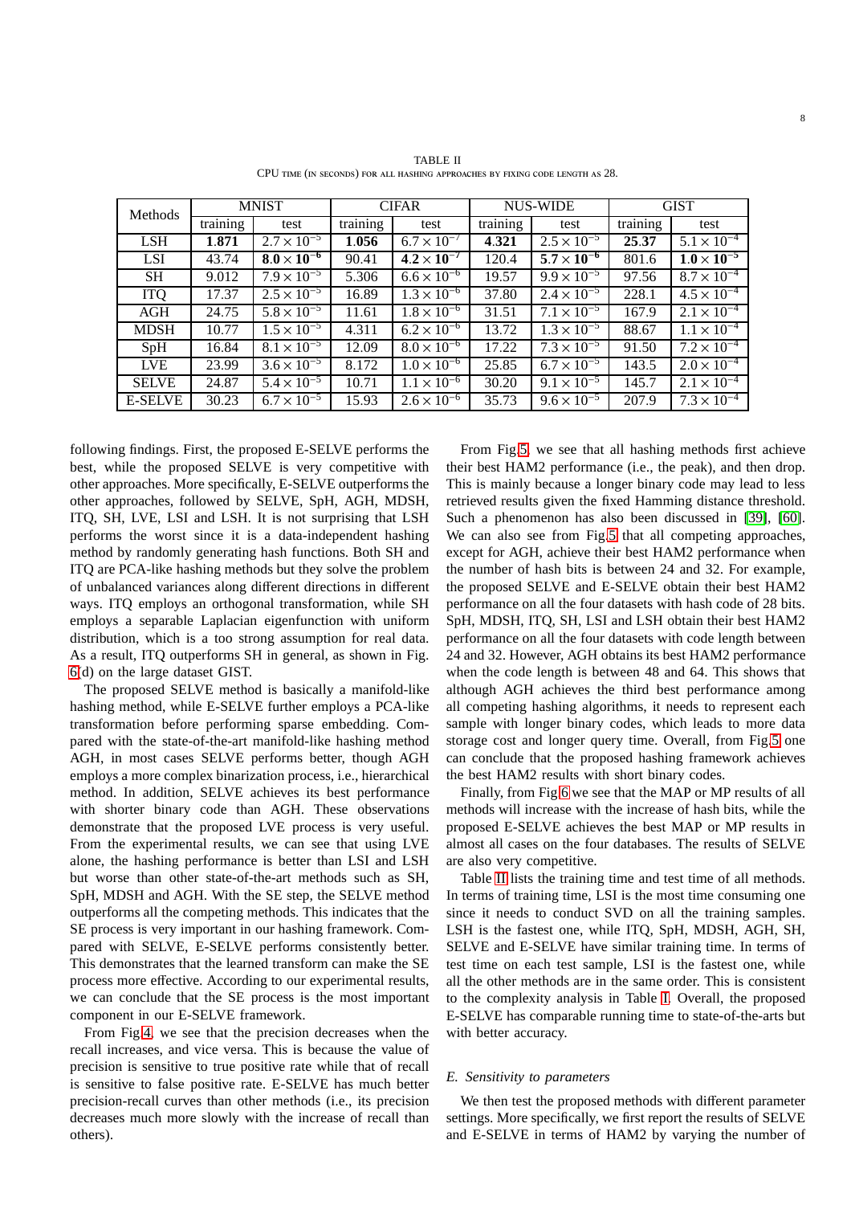TABLE II
CPU TIME (IN SECONDS) FOR ALL HASHING APPROACHES BY FIXING CODE LENGTH AS 28.

| Methods | MNIST | | CIFAR | | NUS-WIDE | | GIST | |
|---|---|---|---|---|---|---|---|---|
| | training | test | training | test | training | test | training | test |
| LSH | **1.871** | $2.7 \times 10^{-5}$ | **1.056** | $6.7 \times 10^{-7}$ | **4.321** | $2.5 \times 10^{-5}$ | **25.37** | $5.1 \times 10^{-4}$ |
| LSI | 43.74 | $\mathbf{8.0 \times 10^{-6}}$ | 90.41 | $\mathbf{4.2 \times 10^{-7}}$ | 120.4 | $\mathbf{5.7 \times 10^{-6}}$ | 801.6 | $\mathbf{1.0 \times 10^{-5}}$ |
| SH | 9.012 | $7.9 \times 10^{-5}$ | 5.306 | $6.6 \times 10^{-6}$ | 19.57 | $9.9 \times 10^{-5}$ | 97.56 | $8.7 \times 10^{-4}$ |
| ITQ | 17.37 | $2.5 \times 10^{-5}$ | 16.89 | $1.3 \times 10^{-6}$ | 37.80 | $2.4 \times 10^{-5}$ | 228.1 | $4.5 \times 10^{-4}$ |
| AGH | 24.75 | $5.8 \times 10^{-5}$ | 11.61 | $1.8 \times 10^{-6}$ | 31.51 | $7.1 \times 10^{-5}$ | 167.9 | $2.1 \times 10^{-4}$ |
| MDSH | 10.77 | $1.5 \times 10^{-5}$ | 4.311 | $6.2 \times 10^{-6}$ | 13.72 | $1.3 \times 10^{-5}$ | 88.67 | $1.1 \times 10^{-4}$ |
| SpH | 16.84 | $8.1 \times 10^{-5}$ | 12.09 | $8.0 \times 10^{-6}$ | 17.22 | $7.3 \times 10^{-5}$ | 91.50 | $7.2 \times 10^{-4}$ |
| LVE | 23.99 | $3.6 \times 10^{-5}$ | 8.172 | $1.0 \times 10^{-6}$ | 25.85 | $6.7 \times 10^{-5}$ | 143.5 | $2.0 \times 10^{-4}$ |
| SELVE | 24.87 | $5.4 \times 10^{-5}$ | 10.71 | $1.1 \times 10^{-6}$ | 30.20 | $9.1 \times 10^{-5}$ | 145.7 | $2.1 \times 10^{-4}$ |
| E-SELVE | 30.23 | $6.7 \times 10^{-5}$ | 15.93 | $2.6 \times 10^{-6}$ | 35.73 | $9.6 \times 10^{-5}$ | 207.9 | $7.3 \times 10^{-4}$ |

following findings. First, the proposed E-SELVE performs the best, while the proposed SELVE is very competitive with other approaches. More specifically, E-SELVE outperforms the other approaches, followed by SELVE, SpH, AGH, MDSH, ITQ, SH, LVE, LSI and LSH. It is not surprising that LSH performs the worst since it is a data-independent hashing method by randomly generating hash functions. Both SH and ITQ are PCA-like hashing methods but they solve the problem of unbalanced variances along different directions in different ways. ITQ employs an orthogonal transformation, while SH employs a separable Laplacian eigenfunction with uniform distribution, which is a too strong assumption for real data. As a result, ITQ outperforms SH in general, as shown in Fig. 6(d) on the large dataset GIST.

The proposed SELVE method is basically a manifold-like hashing method, while E-SELVE further employs a PCA-like transformation before performing sparse embedding. Compared with the state-of-the-art manifold-like hashing method AGH, in most cases SELVE performs better, though AGH employs a more complex binarization process, i.e., hierarchical method. In addition, SELVE achieves its best performance with shorter binary code than AGH. These observations demonstrate that the proposed LVE process is very useful. From the experimental results, we can see that using LVE alone, the hashing performance is better than LSI and LSH but worse than other state-of-the-art methods such as SH, SpH, MDSH and AGH. With the SE step, the SELVE method outperforms all the competing methods. This indicates that the SE process is very important in our hashing framework. Compared with SELVE, E-SELVE performs consistently better. This demonstrates that the learned transform can make the SE process more effective. According to our experimental results, we can conclude that the SE process is the most important component in our E-SELVE framework.

From Fig.4, we see that the precision decreases when the recall increases, and vice versa. This is because the value of precision is sensitive to true positive rate while that of recall is sensitive to false positive rate. E-SELVE has much better precision-recall curves than other methods (i.e., its precision decreases much more slowly with the increase of recall than others).

From Fig.5, we see that all hashing methods first achieve their best HAM2 performance (i.e., the peak), and then drop. This is mainly because a longer binary code may lead to less retrieved results given the fixed Hamming distance threshold. Such a phenomenon has also been discussed in [39], [60]. We can also see from Fig.5 that all competing approaches, except for AGH, achieve their best HAM2 performance when the number of hash bits is between 24 and 32. For example, the proposed SELVE and E-SELVE obtain their best HAM2 performance on all the four datasets with hash code of 28 bits. SpH, MDSH, ITQ, SH, LSI and LSH obtain their best HAM2 performance on all the four datasets with code length between 24 and 32. However, AGH obtains its best HAM2 performance when the code length is between 48 and 64. This shows that although AGH achieves the third best performance among all competing hashing algorithms, it needs to represent each sample with longer binary codes, which leads to more data storage cost and longer query time. Overall, from Fig.5 one can conclude that the proposed hashing framework achieves the best HAM2 results with short binary codes.

Finally, from Fig.6 we see that the MAP or MP results of all methods will increase with the increase of hash bits, while the proposed E-SELVE achieves the best MAP or MP results in almost all cases on the four databases. The results of SELVE are also very competitive.

Table II lists the training time and test time of all methods. In terms of training time, LSI is the most time consuming one since it needs to conduct SVD on all the training samples. LSH is the fastest one, while ITQ, SpH, MDSH, AGH, SH, SELVE and E-SELVE have similar training time. In terms of test time on each test sample, LSI is the fastest one, while all the other methods are in the same order. This is consistent to the complexity analysis in Table I. Overall, the proposed E-SELVE has comparable running time to state-of-the-arts but with better accuracy.

### *E. Sensitivity to parameters*

We then test the proposed methods with different parameter settings. More specifically, we first report the results of SELVE and E-SELVE in terms of HAM2 by varying the number of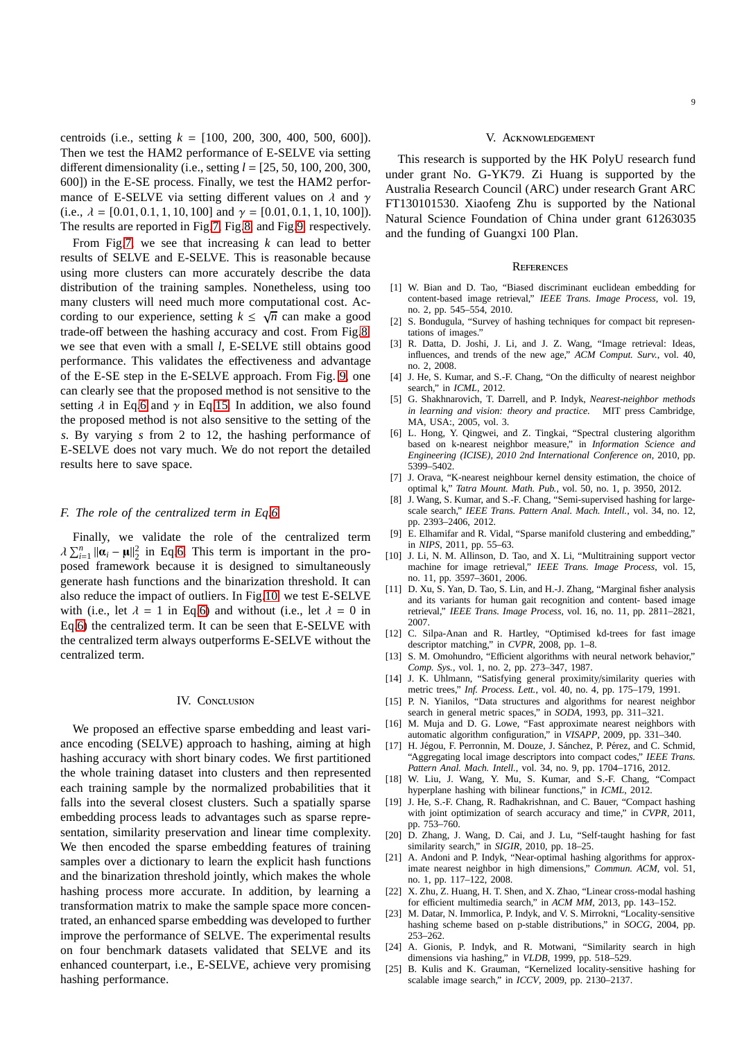centroids (i.e., setting $k = [100, 200, 300, 400, 500, 600]$). Then we test the HAM2 performance of E-SELVE via setting different dimensionality (i.e., setting $l = [25, 50, 100, 200, 300, 600]$) in the E-SE process. Finally, we test the HAM2 performance of E-SELVE via setting different values on $\lambda$ and $\gamma$ (i.e., $\lambda = [0.01, 0.1, 1, 10, 100]$ and $\gamma = [0.01, 0.1, 1, 10, 100]$). The results are reported in Fig.7, Fig.8 and Fig.9 respectively.

From Fig.7, we see that increasing $k$ can lead to better results of SELVE and E-SELVE. This is reasonable because using more clusters can more accurately describe the data distribution of the training samples. Nonetheless, using too many clusters will need much more computational cost. According to our experience, setting $k \leq \sqrt{n}$ can make a good trade-off between the hashing accuracy and cost. From Fig.8, we see that even with a small $l$, E-SELVE still obtains good performance. This validates the effectiveness and advantage of the E-SE step in the E-SELVE approach. From Fig. 9, one can clearly see that the proposed method is not sensitive to the setting $\lambda$ in Eq.6 and $\gamma$ in Eq.15. In addition, we also found the proposed method is not also sensitive to the setting of the $s$. By varying $s$ from 2 to 12, the hashing performance of E-SELVE does not vary much. We do not report the detailed results here to save space.

### *F. The role of the centralized term in Eq.6*

Finally, we validate the role of the centralized term $\lambda \sum_{i=1}^{n} \|\boldsymbol{\alpha}_i - \boldsymbol{\mu}\|_2^2$ in Eq.6. This term is important in the proposed framework because it is designed to simultaneously generate hash functions and the binarization threshold. It can also reduce the impact of outliers. In Fig.10, we test E-SELVE with (i.e., let $\lambda = 1$ in Eq.6) and without (i.e., let $\lambda = 0$ in Eq.6) the centralized term. It can be seen that E-SELVE with the centralized term always outperforms E-SELVE without the centralized term.

## IV. Conclusion

We proposed an effective sparse embedding and least variance encoding (SELVE) approach to hashing, aiming at high hashing accuracy with short binary codes. We first partitioned the whole training dataset into clusters and then represented each training sample by the normalized probabilities that it falls into the several closest clusters. Such a spatially sparse embedding process leads to advantages such as sparse representation, similarity preservation and linear time complexity. We then encoded the sparse embedding features of training samples over a dictionary to learn the explicit hash functions and the binarization threshold jointly, which makes the whole hashing process more accurate. In addition, by learning a transformation matrix to make the sample space more concentrated, an enhanced sparse embedding was developed to further improve the performance of SELVE. The experimental results on four benchmark datasets validated that SELVE and its enhanced counterpart, i.e., E-SELVE, achieve very promising hashing performance.

## V. Acknowledgement

This research is supported by the HK PolyU research fund under grant No. G-YK79. Zi Huang is supported by the Australia Research Council (ARC) under research Grant ARC FT130101530. Xiaofeng Zhu is supported by the National Natural Science Foundation of China under grant 61263035 and the funding of Guangxi 100 Plan.

## References

[1] W. Bian and D. Tao, "Biased discriminant euclidean embedding for content-based image retrieval," *IEEE Trans. Image Process*, vol. 19, no. 2, pp. 545–554, 2010.

[2] S. Bondugula, "Survey of hashing techniques for compact bit representations of images."

[3] R. Datta, D. Joshi, J. Li, and J. Z. Wang, "Image retrieval: Ideas, influences, and trends of the new age," *ACM Comput. Surv.*, vol. 40, no. 2, 2008.

[4] J. He, S. Kumar, and S.-F. Chang, "On the difficulty of nearest neighbor search," in *ICML*, 2012.

[5] G. Shakhnarovich, T. Darrell, and P. Indyk, *Nearest-neighbor methods in learning and vision: theory and practice*. MIT press Cambridge, MA, USA:, 2005, vol. 3.

[6] L. Hong, Y. Qingwei, and Z. Tingkai, "Spectral clustering algorithm based on k-nearest neighbor measure," in *Information Science and Engineering (ICISE), 2010 2nd International Conference on*, 2010, pp. 5399–5402.

[7] J. Orava, "K-nearest neighbour kernel density estimation, the choice of optimal k," *Tatra Mount. Math. Pub.*, vol. 50, no. 1, p. 3950, 2012.

[8] J. Wang, S. Kumar, and S.-F. Chang, "Semi-supervised hashing for large-scale search," *IEEE Trans. Pattern Anal. Mach. Intell.*, vol. 34, no. 12, pp. 2393–2406, 2012.

[9] E. Elhamifar and R. Vidal, "Sparse manifold clustering and embedding," in *NIPS*, 2011, pp. 55–63.

[10] J. Li, N. M. Allinson, D. Tao, and X. Li, "Multitraining support vector machine for image retrieval," *IEEE Trans. Image Process*, vol. 15, no. 11, pp. 3597–3601, 2006.

[11] D. Xu, S. Yan, D. Tao, S. Lin, and H.-J. Zhang, "Marginal fisher analysis and its variants for human gait recognition and content- based image retrieval," *IEEE Trans. Image Process*, vol. 16, no. 11, pp. 2811–2821, 2007.

[12] C. Silpa-Anan and R. Hartley, "Optimised kd-trees for fast image descriptor matching," in *CVPR*, 2008, pp. 1–8.

[13] S. M. Omohundro, "Efficient algorithms with neural network behavior," *Comp. Sys.*, vol. 1, no. 2, pp. 273–347, 1987.

[14] J. K. Uhlmann, "Satisfying general proximity/similarity queries with metric trees," *Inf. Process. Lett.*, vol. 40, no. 4, pp. 175–179, 1991.

[15] P. N. Yianilos, "Data structures and algorithms for nearest neighbor search in general metric spaces," in *SODA*, 1993, pp. 311–321.

[16] M. Muja and D. G. Lowe, "Fast approximate nearest neighbors with automatic algorithm configuration," in *VISAPP*, 2009, pp. 331–340.

[17] H. Jégou, F. Perronnin, M. Douze, J. Sánchez, P. Pérez, and C. Schmid, "Aggregating local image descriptors into compact codes," *IEEE Trans. Pattern Anal. Mach. Intell.*, vol. 34, no. 9, pp. 1704–1716, 2012.

[18] W. Liu, J. Wang, Y. Mu, S. Kumar, and S.-F. Chang, "Compact hyperplane hashing with bilinear functions," in *ICML*, 2012.

[19] J. He, S.-F. Chang, R. Radhakrishnan, and C. Bauer, "Compact hashing with joint optimization of search accuracy and time," in *CVPR*, 2011, pp. 753–760.

[20] D. Zhang, J. Wang, D. Cai, and J. Lu, "Self-taught hashing for fast similarity search," in *SIGIR*, 2010, pp. 18–25.

[21] A. Andoni and P. Indyk, "Near-optimal hashing algorithms for approximate nearest neighbor in high dimensions," *Commun. ACM*, vol. 51, no. 1, pp. 117–122, 2008.

[22] X. Zhu, Z. Huang, H. T. Shen, and X. Zhao, "Linear cross-modal hashing for efficient multimedia search," in *ACM MM*, 2013, pp. 143–152.

[23] M. Datar, N. Immorlica, P. Indyk, and V. S. Mirrokni, "Locality-sensitive hashing scheme based on p-stable distributions," in *SOCG*, 2004, pp. 253–262.

[24] A. Gionis, P. Indyk, and R. Motwani, "Similarity search in high dimensions via hashing," in *VLDB*, 1999, pp. 518–529.

[25] B. Kulis and K. Grauman, "Kernelized locality-sensitive hashing for scalable image search," in *ICCV*, 2009, pp. 2130–2137.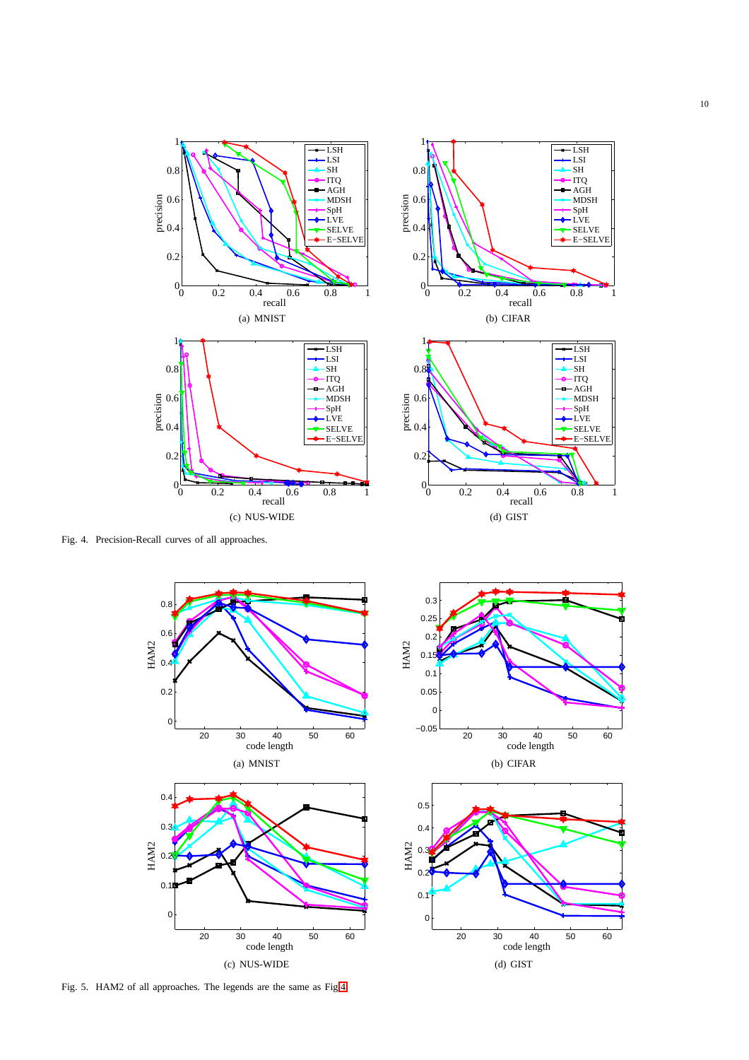(a) MNIST

(b) CIFAR

(c) NUS-WIDE

(d) GIST

Fig. 4. Precision-Recall curves of all approaches.

(a) MNIST

(b) CIFAR

(c) NUS-WIDE

(d) GIST

Fig. 5. HAM2 of all approaches. The legends are the same as Fig.4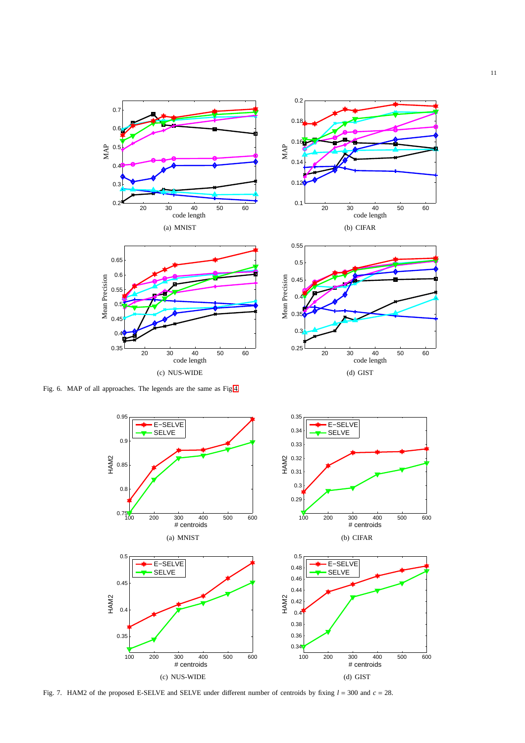(a) MNIST

(b) CIFAR

(c) NUS-WIDE

(d) GIST

Fig. 6. MAP of all approaches. The legends are the same as Fig 4.

(a) MNIST

(b) CIFAR

(c) NUS-WIDE

(d) GIST

Fig. 7. HAM2 of the proposed E-SELVE and SELVE under different number of centroids by fixing $l = 300$ and $c = 28$.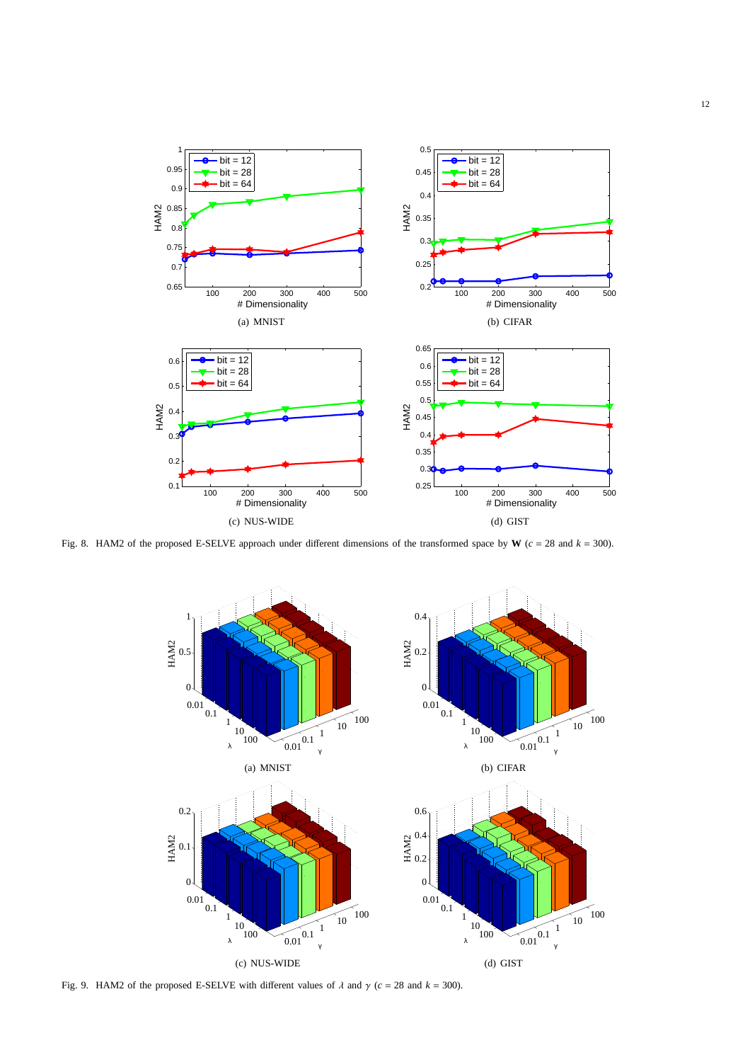(a) MNIST

(b) CIFAR

(c) NUS-WIDE

(d) GIST

Fig. 8. HAM2 of the proposed E-SELVE approach under different dimensions of the transformed space by $\mathbf{W}$ ($c$ = 28 and $k$ = 300).

(a) MNIST

(b) CIFAR

(c) NUS-WIDE

(d) GIST

Fig. 9. HAM2 of the proposed E-SELVE with different values of $\lambda$ and $\gamma$ ($c$ = 28 and $k$ = 300).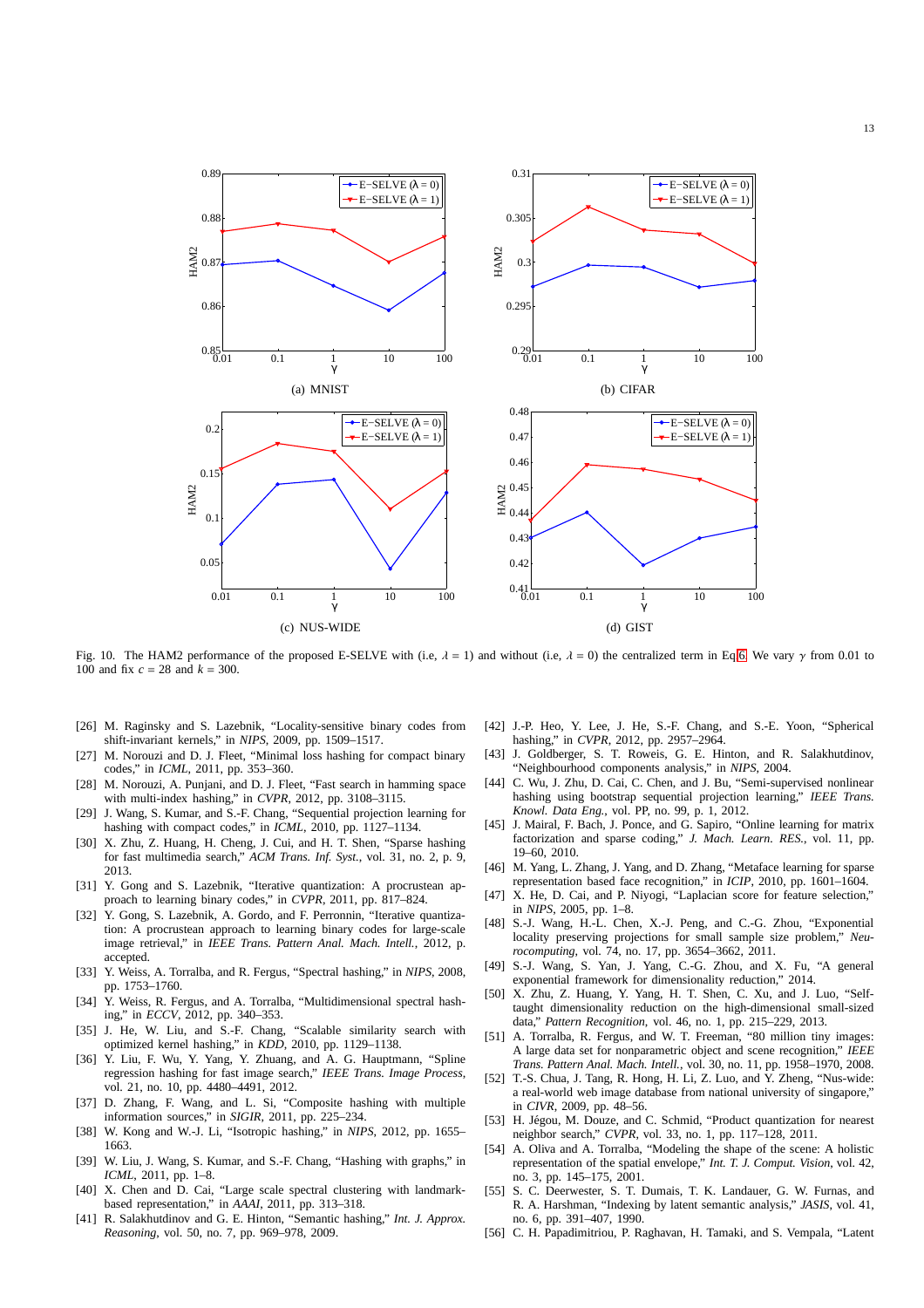(a) MNIST

(b) CIFAR

(c) NUS-WIDE

(d) GIST

Fig. 10. The HAM2 performance of the proposed E-SELVE with (i.e, $\lambda = 1$) and without (i.e, $\lambda = 0$) the centralized term in Eq.6. We vary $\gamma$ from 0.01 to 100 and fix $c = 28$ and $k = 300$.

[26] M. Raginsky and S. Lazebnik, "Locality-sensitive binary codes from shift-invariant kernels," in *NIPS*, 2009, pp. 1509–1517.

[27] M. Norouzi and D. J. Fleet, "Minimal loss hashing for compact binary codes," in *ICML*, 2011, pp. 353–360.

[28] M. Norouzi, A. Punjani, and D. J. Fleet, "Fast search in hamming space with multi-index hashing," in *CVPR*, 2012, pp. 3108–3115.

[29] J. Wang, S. Kumar, and S.-F. Chang, "Sequential projection learning for hashing with compact codes," in *ICML*, 2010, pp. 1127–1134.

[30] X. Zhu, Z. Huang, H. Cheng, J. Cui, and H. T. Shen, "Sparse hashing for fast multimedia search," *ACM Trans. Inf. Syst.*, vol. 31, no. 2, p. 9, 2013.

[31] Y. Gong and S. Lazebnik, "Iterative quantization: A procrustean approach to learning binary codes," in *CVPR*, 2011, pp. 817–824.

[32] Y. Gong, S. Lazebnik, A. Gordo, and F. Perronnin, "Iterative quantization: A procrustean approach to learning binary codes for large-scale image retrieval," in *IEEE Trans. Pattern Anal. Mach. Intell.*, 2012, p. accepted.

[33] Y. Weiss, A. Torralba, and R. Fergus, "Spectral hashing," in *NIPS*, 2008, pp. 1753–1760.

[34] Y. Weiss, R. Fergus, and A. Torralba, "Multidimensional spectral hashing," in *ECCV*, 2012, pp. 340–353.

[35] J. He, W. Liu, and S.-F. Chang, "Scalable similarity search with optimized kernel hashing," in *KDD*, 2010, pp. 1129–1138.

[36] Y. Liu, F. Wu, Y. Yang, Y. Zhuang, and A. G. Hauptmann, "Spline regression hashing for fast image search," *IEEE Trans. Image Process*, vol. 21, no. 10, pp. 4480–4491, 2012.

[37] D. Zhang, F. Wang, and L. Si, "Composite hashing with multiple information sources," in *SIGIR*, 2011, pp. 225–234.

[38] W. Kong and W.-J. Li, "Isotropic hashing," in *NIPS*, 2012, pp. 1655–1663.

[39] W. Liu, J. Wang, S. Kumar, and S.-F. Chang, "Hashing with graphs," in *ICML*, 2011, pp. 1–8.

[40] X. Chen and D. Cai, "Large scale spectral clustering with landmark-based representation," in *AAAI*, 2011, pp. 313–318.

[41] R. Salakhutdinov and G. E. Hinton, "Semantic hashing," *Int. J. Approx. Reasoning*, vol. 50, no. 7, pp. 969–978, 2009.

[42] J.-P. Heo, Y. Lee, J. He, S.-F. Chang, and S.-E. Yoon, "Spherical hashing," in *CVPR*, 2012, pp. 2957–2964.

[43] J. Goldberger, S. T. Roweis, G. E. Hinton, and R. Salakhutdinov, "Neighbourhood components analysis," in *NIPS*, 2004.

[44] C. Wu, J. Zhu, D. Cai, C. Chen, and J. Bu, "Semi-supervised nonlinear hashing using bootstrap sequential projection learning," *IEEE Trans. Knowl. Data Eng.*, vol. PP, no. 99, p. 1, 2012.

[45] J. Mairal, F. Bach, J. Ponce, and G. Sapiro, "Online learning for matrix factorization and sparse coding," *J. Mach. Learn. RES.*, vol. 11, pp. 19–60, 2010.

[46] M. Yang, L. Zhang, J. Yang, and D. Zhang, "Metaface learning for sparse representation based face recognition," in *ICIP*, 2010, pp. 1601–1604.

[47] X. He, D. Cai, and P. Niyogi, "Laplacian score for feature selection," in *NIPS*, 2005, pp. 1–8.

[48] S.-J. Wang, H.-L. Chen, X.-J. Peng, and C.-G. Zhou, "Exponential locality preserving projections for small sample size problem," *Neurocomputing*, vol. 74, no. 17, pp. 3654–3662, 2011.

[49] S.-J. Wang, S. Yan, J. Yang, C.-G. Zhou, and X. Fu, "A general exponential framework for dimensionality reduction," 2014.

[50] X. Zhu, Z. Huang, Y. Yang, H. T. Shen, C. Xu, and J. Luo, "Self-taught dimensionality reduction on the high-dimensional small-sized data," *Pattern Recognition*, vol. 46, no. 1, pp. 215–229, 2013.

[51] A. Torralba, R. Fergus, and W. T. Freeman, "80 million tiny images: A large data set for nonparametric object and scene recognition," *IEEE Trans. Pattern Anal. Mach. Intell.*, vol. 30, no. 11, pp. 1958–1970, 2008.

[52] T.-S. Chua, J. Tang, R. Hong, H. Li, Z. Luo, and Y. Zheng, "Nus-wide: a real-world web image database from national university of singapore," in *CIVR*, 2009, pp. 48–56.

[53] H. Jégou, M. Douze, and C. Schmid, "Product quantization for nearest neighbor search," *CVPR*, vol. 33, no. 1, pp. 117–128, 2011.

[54] A. Oliva and A. Torralba, "Modeling the shape of the scene: A holistic representation of the spatial envelope," *Int. T. J. Comput. Vision*, vol. 42, no. 3, pp. 145–175, 2001.

[55] S. C. Deerwester, S. T. Dumais, T. K. Landauer, G. W. Furnas, and R. A. Harshman, "Indexing by latent semantic analysis," *JASIS*, vol. 41, no. 6, pp. 391–407, 1990.

[56] C. H. Papadimitriou, P. Raghavan, H. Tamaki, and S. Vempala, "Latent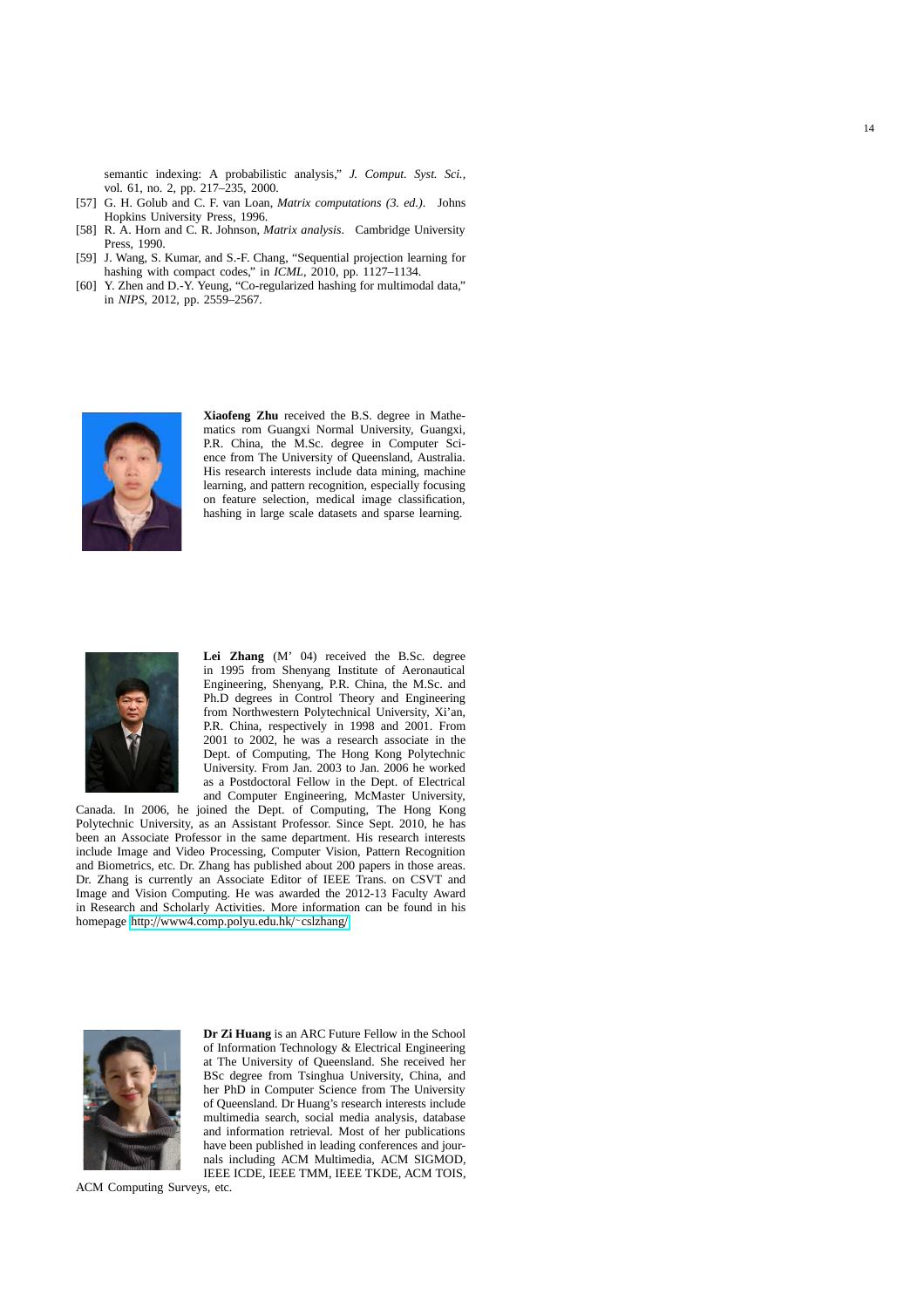semantic indexing: A probabilistic analysis," *J. Comput. Syst. Sci.*, vol. 61, no. 2, pp. 217–235, 2000.

[57] G. H. Golub and C. F. van Loan, *Matrix computations (3. ed.)*. Johns Hopkins University Press, 1996.

[58] R. A. Horn and C. R. Johnson, *Matrix analysis*. Cambridge University Press, 1990.

[59] J. Wang, S. Kumar, and S.-F. Chang, "Sequential projection learning for hashing with compact codes," in *ICML*, 2010, pp. 1127–1134.

[60] Y. Zhen and D.-Y. Yeung, "Co-regularized hashing for multimodal data," in *NIPS*, 2012, pp. 2559–2567.

**Xiaofeng Zhu** received the B.S. degree in Mathematics rom Guangxi Normal University, Guangxi, P.R. China, the M.Sc. degree in Computer Science from The University of Queensland, Australia. His research interests include data mining, machine learning, and pattern recognition, especially focusing on feature selection, medical image classification, hashing in large scale datasets and sparse learning.

**Lei Zhang** (M' 04) received the B.Sc. degree in 1995 from Shenyang Institute of Aeronautical Engineering, Shenyang, P.R. China, the M.Sc. and Ph.D degrees in Control Theory and Engineering from Northwestern Polytechnical University, Xi'an, P.R. China, respectively in 1998 and 2001. From 2001 to 2002, he was a research associate in the Dept. of Computing, The Hong Kong Polytechnic University. From Jan. 2003 to Jan. 2006 he worked as a Postdoctoral Fellow in the Dept. of Electrical and Computer Engineering, McMaster University, Canada. In 2006, he joined the Dept. of Computing, The Hong Kong Polytechnic University, as an Assistant Professor. Since Sept. 2010, he has been an Associate Professor in the same department. His research interests include Image and Video Processing, Computer Vision, Pattern Recognition and Biometrics, etc. Dr. Zhang has published about 200 papers in those areas. Dr. Zhang is currently an Associate Editor of IEEE Trans. on CSVT and Image and Vision Computing. He was awarded the 2012-13 Faculty Award in Research and Scholarly Activities. More information can be found in his homepage http://www4.comp.polyu.edu.hk/~cslzhang/.

**Dr Zi Huang** is an ARC Future Fellow in the School of Information Technology & Electrical Engineering at The University of Queensland. She received her BSc degree from Tsinghua University, China, and her PhD in Computer Science from The University of Queensland. Dr Huang's research interests include multimedia search, social media analysis, database and information retrieval. Most of her publications have been published in leading conferences and journals including ACM Multimedia, ACM SIGMOD, IEEE ICDE, IEEE TMM, IEEE TKDE, ACM TOIS, ACM Computing Surveys, etc.